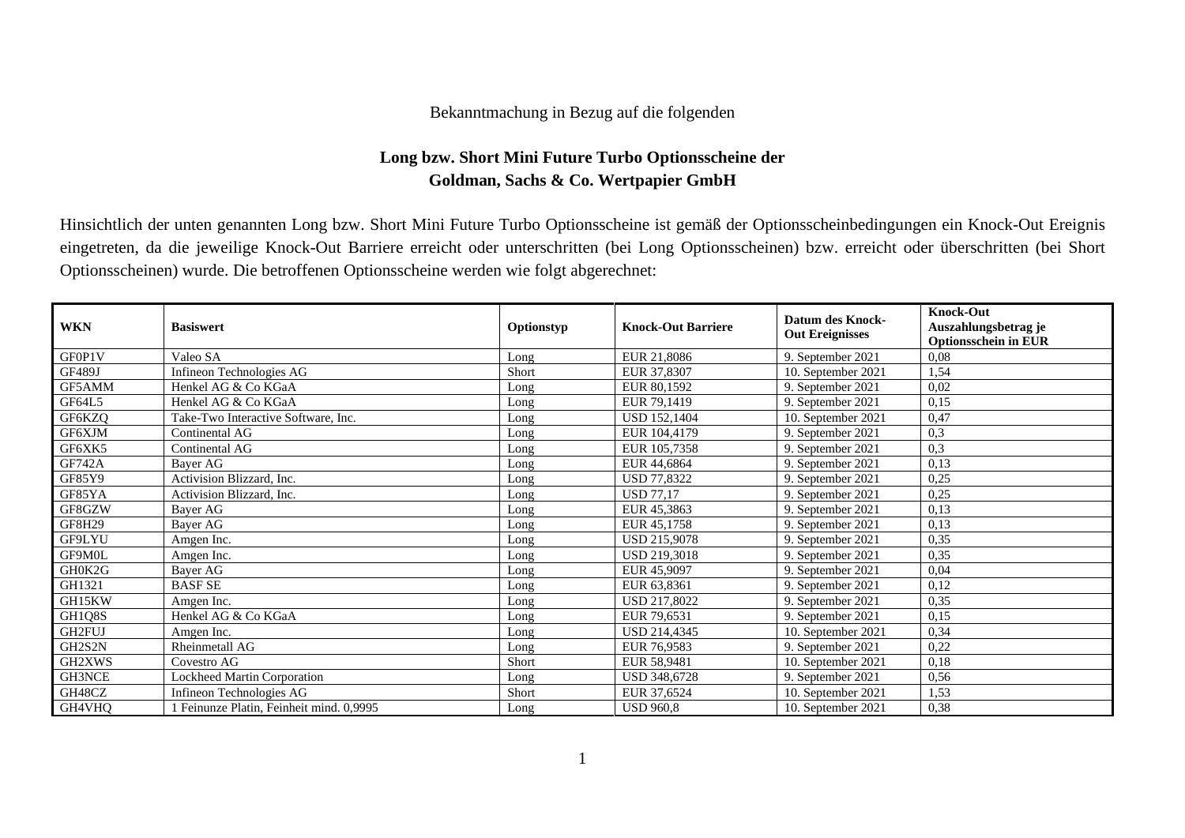Bekanntmachung in Bezug auf die folgenden

**Long bzw. Short Mini Future Turbo Optionsscheine der**
**Goldman, Sachs & Co. Wertpapier GmbH**

Hinsichtlich der unten genannten Long bzw. Short Mini Future Turbo Optionsscheine ist gemäß der Optionsscheinbedingungen ein Knock-Out Ereignis eingetreten, da die jeweilige Knock-Out Barriere erreicht oder unterschritten (bei Long Optionsscheinen) bzw. erreicht oder überschritten (bei Short Optionsscheinen) wurde. Die betroffenen Optionsscheine werden wie folgt abgerechnet:

| WKN | Basiswert | Optionstyp | Knock-Out Barriere | Datum des Knock-Out Ereignisses | Knock-Out Auszahlungsbetrag je Optionsschein in EUR |
|---|---|---|---|---|---|
| GF0P1V | Valeo SA | Long | EUR 21,8086 | 9. September 2021 | 0,08 |
| GF489J | Infineon Technologies AG | Short | EUR 37,8307 | 10. September 2021 | 1,54 |
| GF5AMM | Henkel AG & Co KGaA | Long | EUR 80,1592 | 9. September 2021 | 0,02 |
| GF64L5 | Henkel AG & Co KGaA | Long | EUR 79,1419 | 9. September 2021 | 0,15 |
| GF6KZQ | Take-Two Interactive Software, Inc. | Long | USD 152,1404 | 10. September 2021 | 0,47 |
| GF6XJM | Continental AG | Long | EUR 104,4179 | 9. September 2021 | 0,3 |
| GF6XK5 | Continental AG | Long | EUR 105,7358 | 9. September 2021 | 0,3 |
| GF742A | Bayer AG | Long | EUR 44,6864 | 9. September 2021 | 0,13 |
| GF85Y9 | Activision Blizzard, Inc. | Long | USD 77,8322 | 9. September 2021 | 0,25 |
| GF85YA | Activision Blizzard, Inc. | Long | USD 77,17 | 9. September 2021 | 0,25 |
| GF8GZW | Bayer AG | Long | EUR 45,3863 | 9. September 2021 | 0,13 |
| GF8H29 | Bayer AG | Long | EUR 45,1758 | 9. September 2021 | 0,13 |
| GF9LYU | Amgen Inc. | Long | USD 215,9078 | 9. September 2021 | 0,35 |
| GF9M0L | Amgen Inc. | Long | USD 219,3018 | 9. September 2021 | 0,35 |
| GH0K2G | Bayer AG | Long | EUR 45,9097 | 9. September 2021 | 0,04 |
| GH1321 | BASF SE | Long | EUR 63,8361 | 9. September 2021 | 0,12 |
| GH15KW | Amgen Inc. | Long | USD 217,8022 | 9. September 2021 | 0,35 |
| GH1Q8S | Henkel AG & Co KGaA | Long | EUR 79,6531 | 9. September 2021 | 0,15 |
| GH2FUJ | Amgen Inc. | Long | USD 214,4345 | 10. September 2021 | 0,34 |
| GH2S2N | Rheinmetall AG | Long | EUR 76,9583 | 9. September 2021 | 0,22 |
| GH2XWS | Covestro AG | Short | EUR 58,9481 | 10. September 2021 | 0,18 |
| GH3NCE | Lockheed Martin Corporation | Long | USD 348,6728 | 9. September 2021 | 0,56 |
| GH48CZ | Infineon Technologies AG | Short | EUR 37,6524 | 10. September 2021 | 1,53 |
| GH4VHQ | 1 Feinunze Platin, Feinheit mind. 0,9995 | Long | USD 960,8 | 10. September 2021 | 0,38 |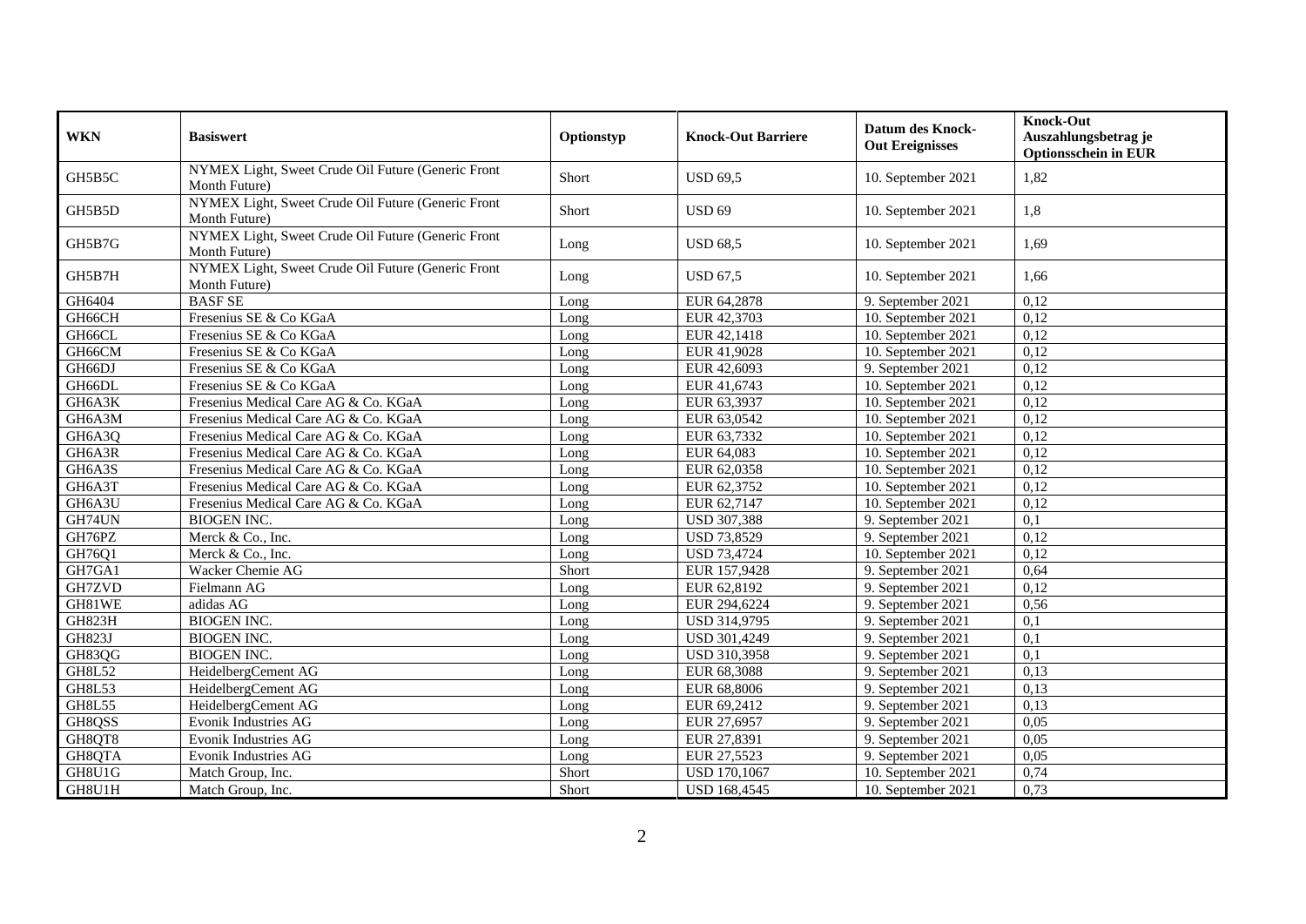| WKN | Basiswert | Optionstyp | Knock-Out Barriere | Datum des Knock-Out Ereignisses | Knock-Out Auszahlungsbetrag je Optionsschein in EUR |
|---|---|---|---|---|---|
| GH5B5C | NYMEX Light, Sweet Crude Oil Future (Generic Front Month Future) | Short | USD 69,5 | 10. September 2021 | 1,82 |
| GH5B5D | NYMEX Light, Sweet Crude Oil Future (Generic Front Month Future) | Short | USD 69 | 10. September 2021 | 1,8 |
| GH5B7G | NYMEX Light, Sweet Crude Oil Future (Generic Front Month Future) | Long | USD 68,5 | 10. September 2021 | 1,69 |
| GH5B7H | NYMEX Light, Sweet Crude Oil Future (Generic Front Month Future) | Long | USD 67,5 | 10. September 2021 | 1,66 |
| GH6404 | BASF SE | Long | EUR 64,2878 | 9. September 2021 | 0,12 |
| GH66CH | Fresenius SE & Co KGaA | Long | EUR 42,3703 | 10. September 2021 | 0,12 |
| GH66CL | Fresenius SE & Co KGaA | Long | EUR 42,1418 | 10. September 2021 | 0,12 |
| GH66CM | Fresenius SE & Co KGaA | Long | EUR 41,9028 | 10. September 2021 | 0,12 |
| GH66DJ | Fresenius SE & Co KGaA | Long | EUR 42,6093 | 9. September 2021 | 0,12 |
| GH66DL | Fresenius SE & Co KGaA | Long | EUR 41,6743 | 10. September 2021 | 0,12 |
| GH6A3K | Fresenius Medical Care AG & Co. KGaA | Long | EUR 63,3937 | 10. September 2021 | 0,12 |
| GH6A3M | Fresenius Medical Care AG & Co. KGaA | Long | EUR 63,0542 | 10. September 2021 | 0,12 |
| GH6A3Q | Fresenius Medical Care AG & Co. KGaA | Long | EUR 63,7332 | 10. September 2021 | 0,12 |
| GH6A3R | Fresenius Medical Care AG & Co. KGaA | Long | EUR 64,083 | 10. September 2021 | 0,12 |
| GH6A3S | Fresenius Medical Care AG & Co. KGaA | Long | EUR 62,0358 | 10. September 2021 | 0,12 |
| GH6A3T | Fresenius Medical Care AG & Co. KGaA | Long | EUR 62,3752 | 10. September 2021 | 0,12 |
| GH6A3U | Fresenius Medical Care AG & Co. KGaA | Long | EUR 62,7147 | 10. September 2021 | 0,12 |
| GH74UN | BIOGEN INC. | Long | USD 307,388 | 9. September 2021 | 0,1 |
| GH76PZ | Merck & Co., Inc. | Long | USD 73,8529 | 9. September 2021 | 0,12 |
| GH76Q1 | Merck & Co., Inc. | Long | USD 73,4724 | 10. September 2021 | 0,12 |
| GH7GA1 | Wacker Chemie AG | Short | EUR 157,9428 | 9. September 2021 | 0,64 |
| GH7ZVD | Fielmann AG | Long | EUR 62,8192 | 9. September 2021 | 0,12 |
| GH81WE | adidas AG | Long | EUR 294,6224 | 9. September 2021 | 0,56 |
| GH823H | BIOGEN INC. | Long | USD 314,9795 | 9. September 2021 | 0,1 |
| GH823J | BIOGEN INC. | Long | USD 301,4249 | 9. September 2021 | 0,1 |
| GH83QG | BIOGEN INC. | Long | USD 310,3958 | 9. September 2021 | 0,1 |
| GH8L52 | HeidelbergCement AG | Long | EUR 68,3088 | 9. September 2021 | 0,13 |
| GH8L53 | HeidelbergCement AG | Long | EUR 68,8006 | 9. September 2021 | 0,13 |
| GH8L55 | HeidelbergCement AG | Long | EUR 69,2412 | 9. September 2021 | 0,13 |
| GH8QSS | Evonik Industries AG | Long | EUR 27,6957 | 9. September 2021 | 0,05 |
| GH8QT8 | Evonik Industries AG | Long | EUR 27,8391 | 9. September 2021 | 0,05 |
| GH8QTA | Evonik Industries AG | Long | EUR 27,5523 | 9. September 2021 | 0,05 |
| GH8U1G | Match Group, Inc. | Short | USD 170,1067 | 10. September 2021 | 0,74 |
| GH8U1H | Match Group, Inc. | Short | USD 168,4545 | 10. September 2021 | 0,73 |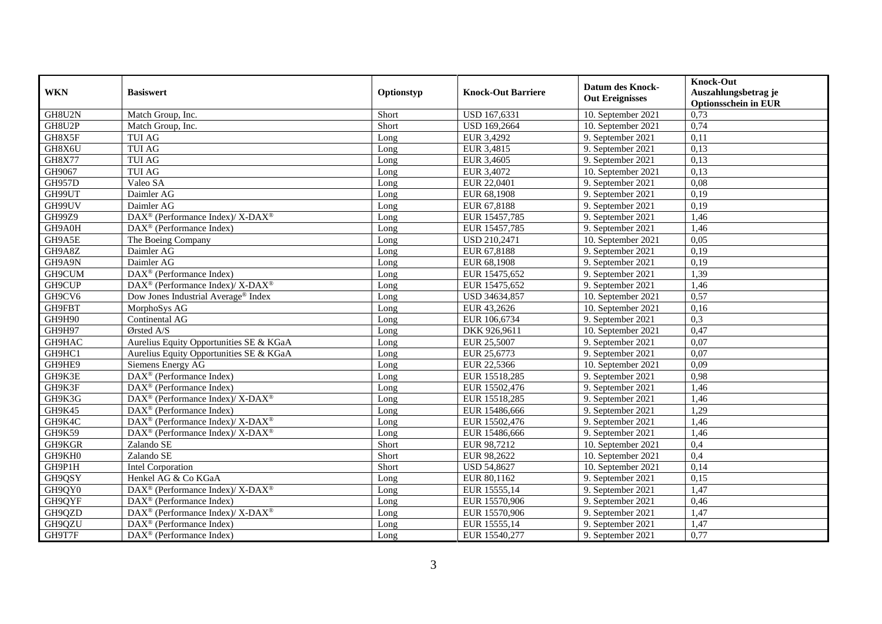| WKN | Basiswert | Optionstyp | Knock-Out Barriere | Datum des Knock-Out Ereignisses | Knock-Out Auszahlungsbetrag je Optionsschein in EUR |
|---|---|---|---|---|---|
| GH8U2N | Match Group, Inc. | Short | USD 167,6331 | 10. September 2021 | 0,73 |
| GH8U2P | Match Group, Inc. | Short | USD 169,2664 | 10. September 2021 | 0,74 |
| GH8X5F | TUI AG | Long | EUR 3,4292 | 9. September 2021 | 0,11 |
| GH8X6U | TUI AG | Long | EUR 3,4815 | 9. September 2021 | 0,13 |
| GH8X77 | TUI AG | Long | EUR 3,4605 | 9. September 2021 | 0,13 |
| GH9067 | TUI AG | Long | EUR 3,4072 | 10. September 2021 | 0,13 |
| GH957D | Valeo SA | Long | EUR 22,0401 | 9. September 2021 | 0,08 |
| GH99UT | Daimler AG | Long | EUR 68,1908 | 9. September 2021 | 0,19 |
| GH99UV | Daimler AG | Long | EUR 67,8188 | 9. September 2021 | 0,19 |
| GH99Z9 | DAX® (Performance Index)/ X-DAX® | Long | EUR 15457,785 | 9. September 2021 | 1,46 |
| GH9A0H | DAX® (Performance Index) | Long | EUR 15457,785 | 9. September 2021 | 1,46 |
| GH9A5E | The Boeing Company | Long | USD 210,2471 | 10. September 2021 | 0,05 |
| GH9A8Z | Daimler AG | Long | EUR 67,8188 | 9. September 2021 | 0,19 |
| GH9A9N | Daimler AG | Long | EUR 68,1908 | 9. September 2021 | 0,19 |
| GH9CUM | DAX® (Performance Index) | Long | EUR 15475,652 | 9. September 2021 | 1,39 |
| GH9CUP | DAX® (Performance Index)/ X-DAX® | Long | EUR 15475,652 | 9. September 2021 | 1,46 |
| GH9CV6 | Dow Jones Industrial Average® Index | Long | USD 34634,857 | 10. September 2021 | 0,57 |
| GH9FBT | MorphoSys AG | Long | EUR 43,2626 | 10. September 2021 | 0,16 |
| GH9H90 | Continental AG | Long | EUR 106,6734 | 9. September 2021 | 0,3 |
| GH9H97 | Ørsted A/S | Long | DKK 926,9611 | 10. September 2021 | 0,47 |
| GH9HAC | Aurelius Equity Opportunities SE & KGaA | Long | EUR 25,5007 | 9. September 2021 | 0,07 |
| GH9HC1 | Aurelius Equity Opportunities SE & KGaA | Long | EUR 25,6773 | 9. September 2021 | 0,07 |
| GH9HE9 | Siemens Energy AG | Long | EUR 22,5366 | 10. September 2021 | 0,09 |
| GH9K3E | DAX® (Performance Index) | Long | EUR 15518,285 | 9. September 2021 | 0,98 |
| GH9K3F | DAX® (Performance Index) | Long | EUR 15502,476 | 9. September 2021 | 1,46 |
| GH9K3G | DAX® (Performance Index)/ X-DAX® | Long | EUR 15518,285 | 9. September 2021 | 1,46 |
| GH9K45 | DAX® (Performance Index) | Long | EUR 15486,666 | 9. September 2021 | 1,29 |
| GH9K4C | DAX® (Performance Index)/ X-DAX® | Long | EUR 15502,476 | 9. September 2021 | 1,46 |
| GH9K59 | DAX® (Performance Index)/ X-DAX® | Long | EUR 15486,666 | 9. September 2021 | 1,46 |
| GH9KGR | Zalando SE | Short | EUR 98,7212 | 10. September 2021 | 0,4 |
| GH9KH0 | Zalando SE | Short | EUR 98,2622 | 10. September 2021 | 0,4 |
| GH9P1H | Intel Corporation | Short | USD 54,8627 | 10. September 2021 | 0,14 |
| GH9QSY | Henkel AG & Co KGaA | Long | EUR 80,1162 | 9. September 2021 | 0,15 |
| GH9QY0 | DAX® (Performance Index)/ X-DAX® | Long | EUR 15555,14 | 9. September 2021 | 1,47 |
| GH9QYF | DAX® (Performance Index) | Long | EUR 15570,906 | 9. September 2021 | 0,46 |
| GH9QZD | DAX® (Performance Index)/ X-DAX® | Long | EUR 15570,906 | 9. September 2021 | 1,47 |
| GH9QZU | DAX® (Performance Index) | Long | EUR 15555,14 | 9. September 2021 | 1,47 |
| GH9T7F | DAX® (Performance Index) | Long | EUR 15540,277 | 9. September 2021 | 0,77 |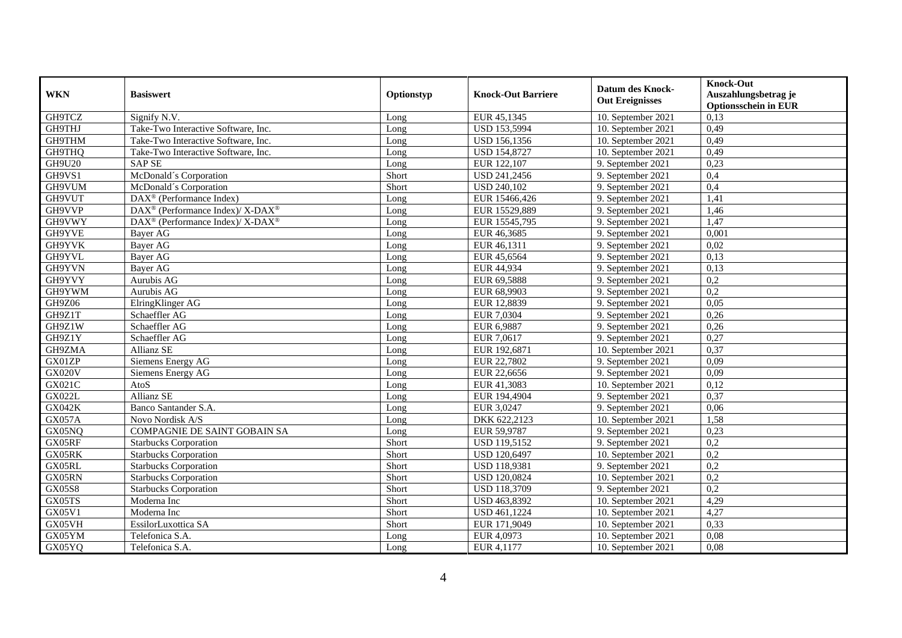| WKN | Basiswert | Optionstyp | Knock-Out Barriere | Datum des Knock-Out Ereignisses | Knock-Out Auszahlungsbetrag je Optionsschein in EUR |
|---|---|---|---|---|---|
| GH9TCZ | Signify N.V. | Long | EUR 45,1345 | 10. September 2021 | 0,13 |
| GH9THJ | Take-Two Interactive Software, Inc. | Long | USD 153,5994 | 10. September 2021 | 0,49 |
| GH9THM | Take-Two Interactive Software, Inc. | Long | USD 156,1356 | 10. September 2021 | 0,49 |
| GH9THQ | Take-Two Interactive Software, Inc. | Long | USD 154,8727 | 10. September 2021 | 0,49 |
| GH9U20 | SAP SE | Long | EUR 122,107 | 9. September 2021 | 0,23 |
| GH9VS1 | McDonald´s Corporation | Short | USD 241,2456 | 9. September 2021 | 0,4 |
| GH9VUM | McDonald´s Corporation | Short | USD 240,102 | 9. September 2021 | 0,4 |
| GH9VUT | DAX® (Performance Index) | Long | EUR 15466,426 | 9. September 2021 | 1,41 |
| GH9VVP | DAX® (Performance Index)/ X-DAX® | Long | EUR 15529,889 | 9. September 2021 | 1,46 |
| GH9VWY | DAX® (Performance Index)/ X-DAX® | Long | EUR 15545,795 | 9. September 2021 | 1,47 |
| GH9YVE | Bayer AG | Long | EUR 46,3685 | 9. September 2021 | 0,001 |
| GH9YVK | Bayer AG | Long | EUR 46,1311 | 9. September 2021 | 0,02 |
| GH9YVL | Bayer AG | Long | EUR 45,6564 | 9. September 2021 | 0,13 |
| GH9YVN | Bayer AG | Long | EUR 44,934 | 9. September 2021 | 0,13 |
| GH9YVY | Aurubis AG | Long | EUR 69,5888 | 9. September 2021 | 0,2 |
| GH9YWM | Aurubis AG | Long | EUR 68,9903 | 9. September 2021 | 0,2 |
| GH9Z06 | ElringKlinger AG | Long | EUR 12,8839 | 9. September 2021 | 0,05 |
| GH9Z1T | Schaeffler AG | Long | EUR 7,0304 | 9. September 2021 | 0,26 |
| GH9Z1W | Schaeffler AG | Long | EUR 6,9887 | 9. September 2021 | 0,26 |
| GH9Z1Y | Schaeffler AG | Long | EUR 7,0617 | 9. September 2021 | 0,27 |
| GH9ZMA | Allianz SE | Long | EUR 192,6871 | 10. September 2021 | 0,37 |
| GX01ZP | Siemens Energy AG | Long | EUR 22,7802 | 9. September 2021 | 0,09 |
| GX020V | Siemens Energy AG | Long | EUR 22,6656 | 9. September 2021 | 0,09 |
| GX021C | AtoS | Long | EUR 41,3083 | 10. September 2021 | 0,12 |
| GX022L | Allianz SE | Long | EUR 194,4904 | 9. September 2021 | 0,37 |
| GX042K | Banco Santander S.A. | Long | EUR 3,0247 | 9. September 2021 | 0,06 |
| GX057A | Novo Nordisk A/S | Long | DKK 622,2123 | 10. September 2021 | 1,58 |
| GX05NQ | COMPAGNIE DE SAINT GOBAIN SA | Long | EUR 59,9787 | 9. September 2021 | 0,23 |
| GX05RF | Starbucks Corporation | Short | USD 119,5152 | 9. September 2021 | 0,2 |
| GX05RK | Starbucks Corporation | Short | USD 120,6497 | 10. September 2021 | 0,2 |
| GX05RL | Starbucks Corporation | Short | USD 118,9381 | 9. September 2021 | 0,2 |
| GX05RN | Starbucks Corporation | Short | USD 120,0824 | 10. September 2021 | 0,2 |
| GX05S8 | Starbucks Corporation | Short | USD 118,3709 | 9. September 2021 | 0,2 |
| GX05TS | Moderna Inc | Short | USD 463,8392 | 10. September 2021 | 4,29 |
| GX05V1 | Moderna Inc | Short | USD 461,1224 | 10. September 2021 | 4,27 |
| GX05VH | EssilorLuxottica SA | Short | EUR 171,9049 | 10. September 2021 | 0,33 |
| GX05YM | Telefonica S.A. | Long | EUR 4,0973 | 10. September 2021 | 0,08 |
| GX05YQ | Telefonica S.A. | Long | EUR 4,1177 | 10. September 2021 | 0,08 |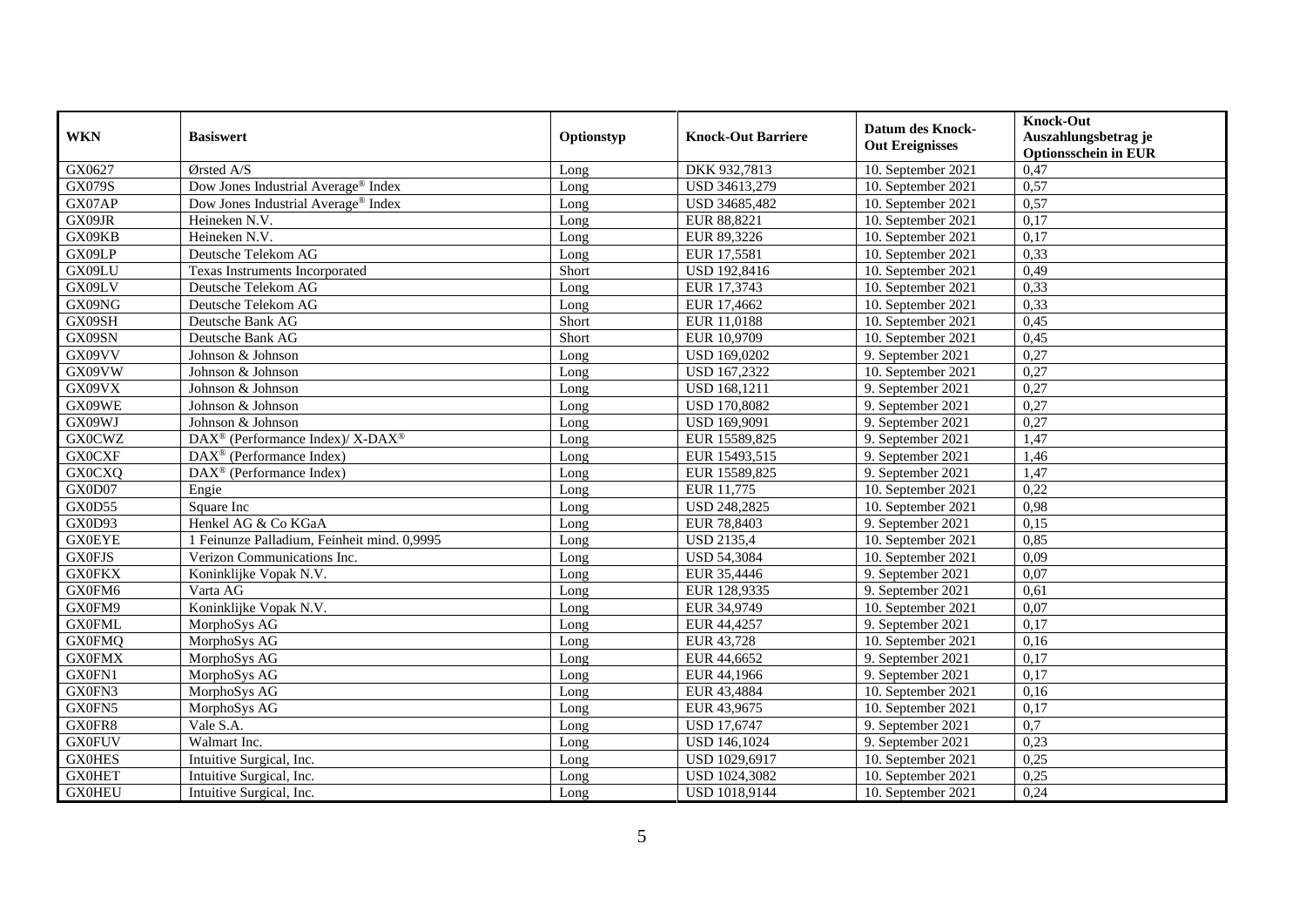| WKN | Basiswert | Optionstyp | Knock-Out Barriere | Datum des Knock-Out Ereignisses | Knock-Out Auszahlungsbetrag je Optionsschein in EUR |
|---|---|---|---|---|---|
| GX0627 | Ørsted A/S | Long | DKK 932,7813 | 10. September 2021 | 0,47 |
| GX079S | Dow Jones Industrial Average® Index | Long | USD 34613,279 | 10. September 2021 | 0,57 |
| GX07AP | Dow Jones Industrial Average® Index | Long | USD 34685,482 | 10. September 2021 | 0,57 |
| GX09JR | Heineken N.V. | Long | EUR 88,8221 | 10. September 2021 | 0,17 |
| GX09KB | Heineken N.V. | Long | EUR 89,3226 | 10. September 2021 | 0,17 |
| GX09LP | Deutsche Telekom AG | Long | EUR 17,5581 | 10. September 2021 | 0,33 |
| GX09LU | Texas Instruments Incorporated | Short | USD 192,8416 | 10. September 2021 | 0,49 |
| GX09LV | Deutsche Telekom AG | Long | EUR 17,3743 | 10. September 2021 | 0,33 |
| GX09NG | Deutsche Telekom AG | Long | EUR 17,4662 | 10. September 2021 | 0,33 |
| GX09SH | Deutsche Bank AG | Short | EUR 11,0188 | 10. September 2021 | 0,45 |
| GX09SN | Deutsche Bank AG | Short | EUR 10,9709 | 10. September 2021 | 0,45 |
| GX09VV | Johnson & Johnson | Long | USD 169,0202 | 9. September 2021 | 0,27 |
| GX09VW | Johnson & Johnson | Long | USD 167,2322 | 10. September 2021 | 0,27 |
| GX09VX | Johnson & Johnson | Long | USD 168,1211 | 9. September 2021 | 0,27 |
| GX09WE | Johnson & Johnson | Long | USD 170,8082 | 9. September 2021 | 0,27 |
| GX09WJ | Johnson & Johnson | Long | USD 169,9091 | 9. September 2021 | 0,27 |
| GX0CWZ | DAX® (Performance Index)/ X-DAX® | Long | EUR 15589,825 | 9. September 2021 | 1,47 |
| GX0CXF | DAX® (Performance Index) | Long | EUR 15493,515 | 9. September 2021 | 1,46 |
| GX0CXQ | DAX® (Performance Index) | Long | EUR 15589,825 | 9. September 2021 | 1,47 |
| GX0D07 | Engie | Long | EUR 11,775 | 10. September 2021 | 0,22 |
| GX0D55 | Square Inc | Long | USD 248,2825 | 10. September 2021 | 0,98 |
| GX0D93 | Henkel AG & Co KGaA | Long | EUR 78,8403 | 9. September 2021 | 0,15 |
| GX0EYE | 1 Feinunze Palladium, Feinheit mind. 0,9995 | Long | USD 2135,4 | 10. September 2021 | 0,85 |
| GX0FJS | Verizon Communications Inc. | Long | USD 54,3084 | 10. September 2021 | 0,09 |
| GX0FKX | Koninklijke Vopak N.V. | Long | EUR 35,4446 | 9. September 2021 | 0,07 |
| GX0FM6 | Varta AG | Long | EUR 128,9335 | 9. September 2021 | 0,61 |
| GX0FM9 | Koninklijke Vopak N.V. | Long | EUR 34,9749 | 10. September 2021 | 0,07 |
| GX0FML | MorphoSys AG | Long | EUR 44,4257 | 9. September 2021 | 0,17 |
| GX0FMQ | MorphoSys AG | Long | EUR 43,728 | 10. September 2021 | 0,16 |
| GX0FMX | MorphoSys AG | Long | EUR 44,6652 | 9. September 2021 | 0,17 |
| GX0FN1 | MorphoSys AG | Long | EUR 44,1966 | 9. September 2021 | 0,17 |
| GX0FN3 | MorphoSys AG | Long | EUR 43,4884 | 10. September 2021 | 0,16 |
| GX0FN5 | MorphoSys AG | Long | EUR 43,9675 | 10. September 2021 | 0,17 |
| GX0FR8 | Vale S.A. | Long | USD 17,6747 | 9. September 2021 | 0,7 |
| GX0FUV | Walmart Inc. | Long | USD 146,1024 | 9. September 2021 | 0,23 |
| GX0HES | Intuitive Surgical, Inc. | Long | USD 1029,6917 | 10. September 2021 | 0,25 |
| GX0HET | Intuitive Surgical, Inc. | Long | USD 1024,3082 | 10. September 2021 | 0,25 |
| GX0HEU | Intuitive Surgical, Inc. | Long | USD 1018,9144 | 10. September 2021 | 0,24 |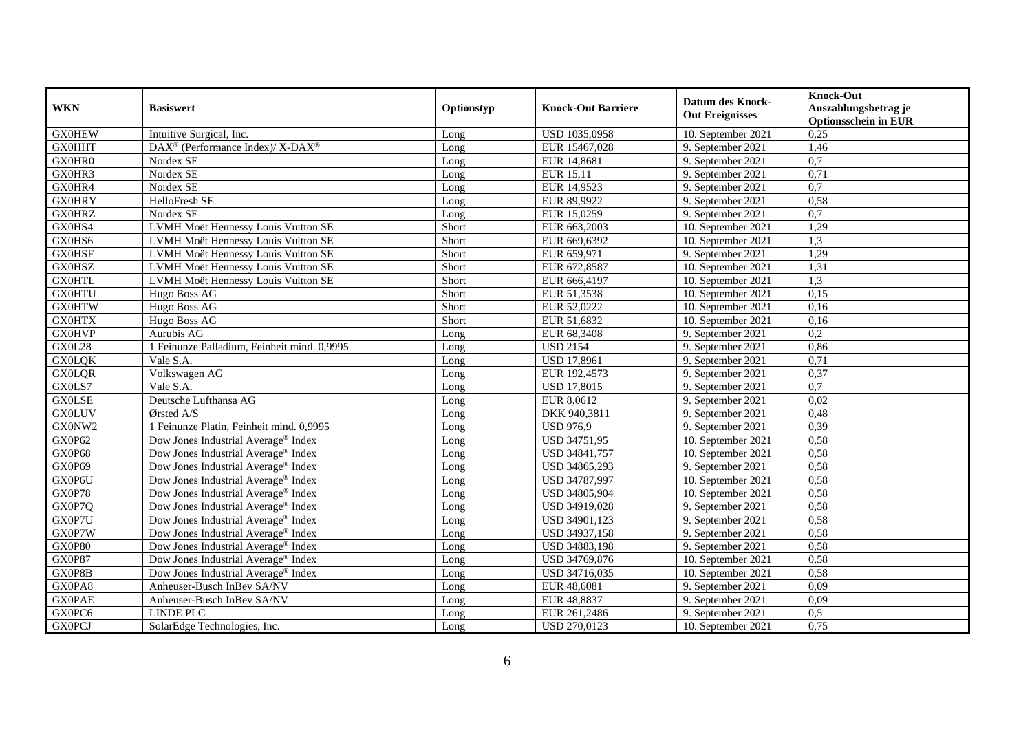| WKN | Basiswert | Optionstyp | Knock-Out Barriere | Datum des Knock-Out Ereignisses | Knock-Out Auszahlungsbetrag je Optionsschein in EUR |
|---|---|---|---|---|---|
| GX0HEW | Intuitive Surgical, Inc. | Long | USD 1035,0958 | 10. September 2021 | 0,25 |
| GX0HHT | DAX® (Performance Index)/ X-DAX® | Long | EUR 15467,028 | 9. September 2021 | 1,46 |
| GX0HR0 | Nordex SE | Long | EUR 14,8681 | 9. September 2021 | 0,7 |
| GX0HR3 | Nordex SE | Long | EUR 15,11 | 9. September 2021 | 0,71 |
| GX0HR4 | Nordex SE | Long | EUR 14,9523 | 9. September 2021 | 0,7 |
| GX0HRY | HelloFresh SE | Long | EUR 89,9922 | 9. September 2021 | 0,58 |
| GX0HRZ | Nordex SE | Long | EUR 15,0259 | 9. September 2021 | 0,7 |
| GX0HS4 | LVMH Moët Hennessy Louis Vuitton SE | Short | EUR 663,2003 | 10. September 2021 | 1,29 |
| GX0HS6 | LVMH Moët Hennessy Louis Vuitton SE | Short | EUR 669,6392 | 10. September 2021 | 1,3 |
| GX0HSF | LVMH Moët Hennessy Louis Vuitton SE | Short | EUR 659,971 | 9. September 2021 | 1,29 |
| GX0HSZ | LVMH Moët Hennessy Louis Vuitton SE | Short | EUR 672,8587 | 10. September 2021 | 1,31 |
| GX0HTL | LVMH Moët Hennessy Louis Vuitton SE | Short | EUR 666,4197 | 10. September 2021 | 1,3 |
| GX0HTU | Hugo Boss AG | Short | EUR 51,3538 | 10. September 2021 | 0,15 |
| GX0HTW | Hugo Boss AG | Short | EUR 52,0222 | 10. September 2021 | 0,16 |
| GX0HTX | Hugo Boss AG | Short | EUR 51,6832 | 10. September 2021 | 0,16 |
| GX0HVP | Aurubis AG | Long | EUR 68,3408 | 9. September 2021 | 0,2 |
| GX0L28 | 1 Feinunze Palladium, Feinheit mind. 0,9995 | Long | USD 2154 | 9. September 2021 | 0,86 |
| GX0LQK | Vale S.A. | Long | USD 17,8961 | 9. September 2021 | 0,71 |
| GX0LQR | Volkswagen AG | Long | EUR 192,4573 | 9. September 2021 | 0,37 |
| GX0LS7 | Vale S.A. | Long | USD 17,8015 | 9. September 2021 | 0,7 |
| GX0LSE | Deutsche Lufthansa AG | Long | EUR 8,0612 | 9. September 2021 | 0,02 |
| GX0LUV | Ørsted A/S | Long | DKK 940,3811 | 9. September 2021 | 0,48 |
| GX0NW2 | 1 Feinunze Platin, Feinheit mind. 0,9995 | Long | USD 976,9 | 9. September 2021 | 0,39 |
| GX0P62 | Dow Jones Industrial Average® Index | Long | USD 34751,95 | 10. September 2021 | 0,58 |
| GX0P68 | Dow Jones Industrial Average® Index | Long | USD 34841,757 | 10. September 2021 | 0,58 |
| GX0P69 | Dow Jones Industrial Average® Index | Long | USD 34865,293 | 9. September 2021 | 0,58 |
| GX0P6U | Dow Jones Industrial Average® Index | Long | USD 34787,997 | 10. September 2021 | 0,58 |
| GX0P78 | Dow Jones Industrial Average® Index | Long | USD 34805,904 | 10. September 2021 | 0,58 |
| GX0P7Q | Dow Jones Industrial Average® Index | Long | USD 34919,028 | 9. September 2021 | 0,58 |
| GX0P7U | Dow Jones Industrial Average® Index | Long | USD 34901,123 | 9. September 2021 | 0,58 |
| GX0P7W | Dow Jones Industrial Average® Index | Long | USD 34937,158 | 9. September 2021 | 0,58 |
| GX0P80 | Dow Jones Industrial Average® Index | Long | USD 34883,198 | 9. September 2021 | 0,58 |
| GX0P87 | Dow Jones Industrial Average® Index | Long | USD 34769,876 | 10. September 2021 | 0,58 |
| GX0P8B | Dow Jones Industrial Average® Index | Long | USD 34716,035 | 10. September 2021 | 0,58 |
| GX0PA8 | Anheuser-Busch InBev SA/NV | Long | EUR 48,6081 | 9. September 2021 | 0,09 |
| GX0PAE | Anheuser-Busch InBev SA/NV | Long | EUR 48,8837 | 9. September 2021 | 0,09 |
| GX0PC6 | LINDE PLC | Long | EUR 261,2486 | 9. September 2021 | 0,5 |
| GX0PCJ | SolarEdge Technologies, Inc. | Long | USD 270,0123 | 10. September 2021 | 0,75 |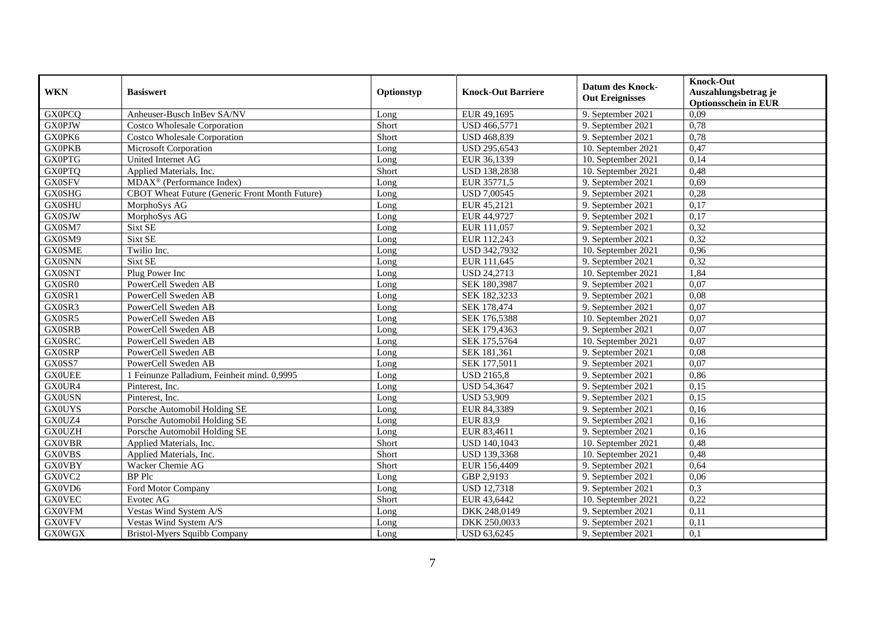| WKN | Basiswert | Optionstyp | Knock-Out Barriere | Datum des Knock-Out Ereignisses | Knock-Out Auszahlungsbetrag je Optionsschein in EUR |
|---|---|---|---|---|---|
| GX0PCQ | Anheuser-Busch InBev SA/NV | Long | EUR 49,1695 | 9. September 2021 | 0,09 |
| GX0PJW | Costco Wholesale Corporation | Short | USD 466,5771 | 9. September 2021 | 0,78 |
| GX0PK6 | Costco Wholesale Corporation | Short | USD 468,839 | 9. September 2021 | 0,78 |
| GX0PKB | Microsoft Corporation | Long | USD 295,6543 | 10. September 2021 | 0,47 |
| GX0PTG | United Internet AG | Long | EUR 36,1339 | 10. September 2021 | 0,14 |
| GX0PTQ | Applied Materials, Inc. | Short | USD 138,2838 | 10. September 2021 | 0,48 |
| GX0SFV | MDAX® (Performance Index) | Long | EUR 35771,5 | 9. September 2021 | 0,69 |
| GX0SHG | CBOT Wheat Future (Generic Front Month Future) | Long | USD 7,00545 | 9. September 2021 | 0,28 |
| GX0SHU | MorphoSys AG | Long | EUR 45,2121 | 9. September 2021 | 0,17 |
| GX0SJW | MorphoSys AG | Long | EUR 44,9727 | 9. September 2021 | 0,17 |
| GX0SM7 | Sixt SE | Long | EUR 111,057 | 9. September 2021 | 0,32 |
| GX0SM9 | Sixt SE | Long | EUR 112,243 | 9. September 2021 | 0,32 |
| GX0SME | Twilio Inc. | Long | USD 342,7932 | 10. September 2021 | 0,96 |
| GX0SNN | Sixt SE | Long | EUR 111,645 | 9. September 2021 | 0,32 |
| GX0SNT | Plug Power Inc | Long | USD 24,2713 | 10. September 2021 | 1,84 |
| GX0SR0 | PowerCell Sweden AB | Long | SEK 180,3987 | 9. September 2021 | 0,07 |
| GX0SR1 | PowerCell Sweden AB | Long | SEK 182,3233 | 9. September 2021 | 0,08 |
| GX0SR3 | PowerCell Sweden AB | Long | SEK 178,474 | 9. September 2021 | 0,07 |
| GX0SR5 | PowerCell Sweden AB | Long | SEK 176,5388 | 10. September 2021 | 0,07 |
| GX0SRB | PowerCell Sweden AB | Long | SEK 179,4363 | 9. September 2021 | 0,07 |
| GX0SRC | PowerCell Sweden AB | Long | SEK 175,5764 | 10. September 2021 | 0,07 |
| GX0SRP | PowerCell Sweden AB | Long | SEK 181,361 | 9. September 2021 | 0,08 |
| GX0SS7 | PowerCell Sweden AB | Long | SEK 177,5011 | 9. September 2021 | 0,07 |
| GX0UEE | 1 Feinunze Palladium, Feinheit mind. 0,9995 | Long | USD 2165,8 | 9. September 2021 | 0,86 |
| GX0UR4 | Pinterest, Inc. | Long | USD 54,3647 | 9. September 2021 | 0,15 |
| GX0USN | Pinterest, Inc. | Long | USD 53,909 | 9. September 2021 | 0,15 |
| GX0UYS | Porsche Automobil Holding SE | Long | EUR 84,3389 | 9. September 2021 | 0,16 |
| GX0UZ4 | Porsche Automobil Holding SE | Long | EUR 83,9 | 9. September 2021 | 0,16 |
| GX0UZH | Porsche Automobil Holding SE | Long | EUR 83,4611 | 9. September 2021 | 0,16 |
| GX0VBR | Applied Materials, Inc. | Short | USD 140,1043 | 10. September 2021 | 0,48 |
| GX0VBS | Applied Materials, Inc. | Short | USD 139,3368 | 10. September 2021 | 0,48 |
| GX0VBY | Wacker Chemie AG | Short | EUR 156,4409 | 9. September 2021 | 0,64 |
| GX0VC2 | BP Plc | Long | GBP 2,9193 | 9. September 2021 | 0,06 |
| GX0VD6 | Ford Motor Company | Long | USD 12,7318 | 9. September 2021 | 0,3 |
| GX0VEC | Evotec AG | Short | EUR 43,6442 | 10. September 2021 | 0,22 |
| GX0VFM | Vestas Wind System A/S | Long | DKK 248,0149 | 9. September 2021 | 0,11 |
| GX0VFV | Vestas Wind System A/S | Long | DKK 250,0033 | 9. September 2021 | 0,11 |
| GX0WGX | Bristol-Myers Squibb Company | Long | USD 63,6245 | 9. September 2021 | 0,1 |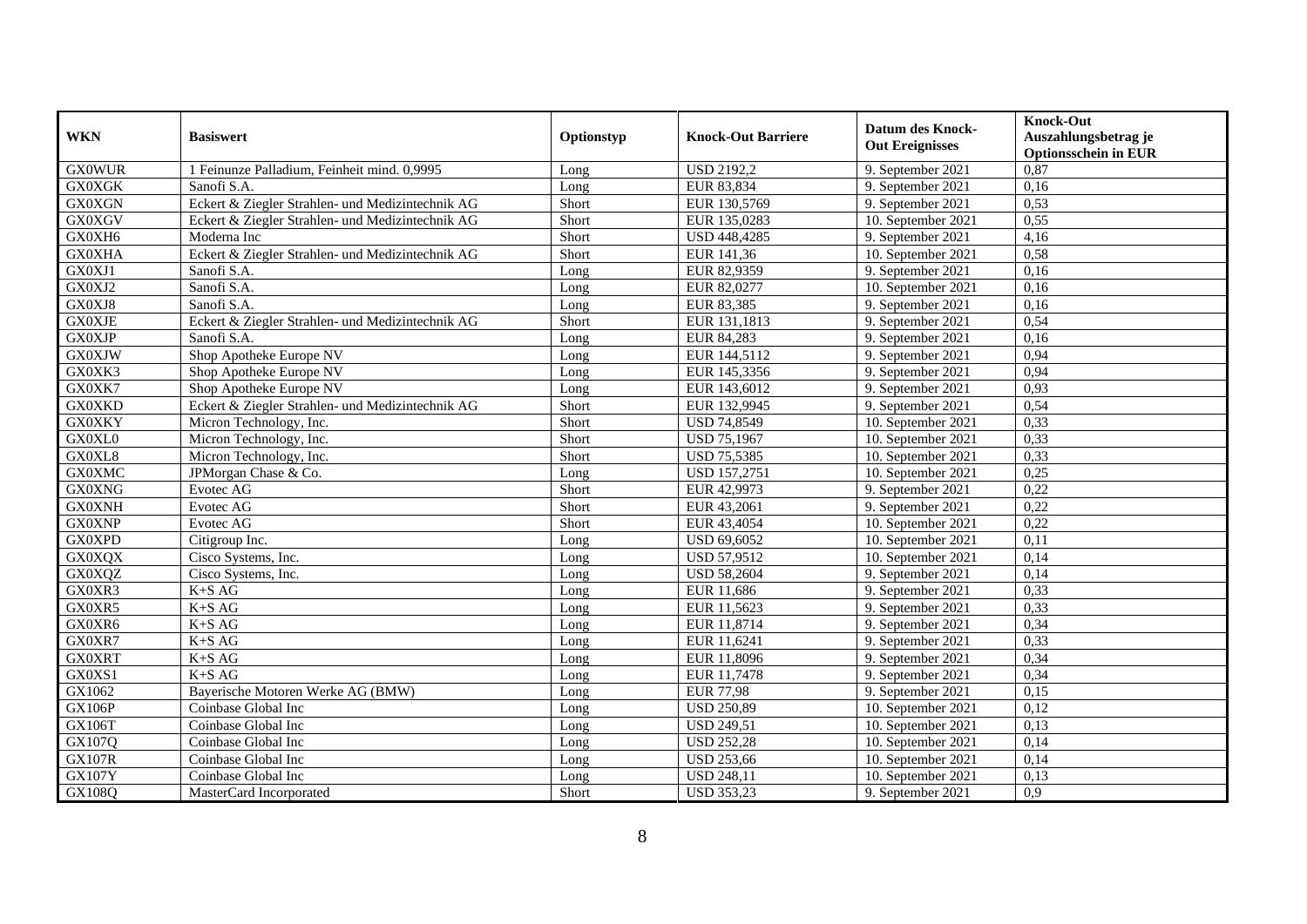| WKN | Basiswert | Optionstyp | Knock-Out Barriere | Datum des Knock-Out Ereignisses | Knock-Out Auszahlungsbetrag je Optionsschein in EUR |
|---|---|---|---|---|---|
| GX0WUR | 1 Feinunze Palladium, Feinheit mind. 0,9995 | Long | USD 2192,2 | 9. September 2021 | 0,87 |
| GX0XGK | Sanofi S.A. | Long | EUR 83,834 | 9. September 2021 | 0,16 |
| GX0XGN | Eckert & Ziegler Strahlen- und Medizintechnik AG | Short | EUR 130,5769 | 9. September 2021 | 0,53 |
| GX0XGV | Eckert & Ziegler Strahlen- und Medizintechnik AG | Short | EUR 135,0283 | 10. September 2021 | 0,55 |
| GX0XH6 | Moderna Inc | Short | USD 448,4285 | 9. September 2021 | 4,16 |
| GX0XHA | Eckert & Ziegler Strahlen- und Medizintechnik AG | Short | EUR 141,36 | 10. September 2021 | 0,58 |
| GX0XJ1 | Sanofi S.A. | Long | EUR 82,9359 | 9. September 2021 | 0,16 |
| GX0XJ2 | Sanofi S.A. | Long | EUR 82,0277 | 10. September 2021 | 0,16 |
| GX0XJ8 | Sanofi S.A. | Long | EUR 83,385 | 9. September 2021 | 0,16 |
| GX0XJE | Eckert & Ziegler Strahlen- und Medizintechnik AG | Short | EUR 131,1813 | 9. September 2021 | 0,54 |
| GX0XJP | Sanofi S.A. | Long | EUR 84,283 | 9. September 2021 | 0,16 |
| GX0XJW | Shop Apotheke Europe NV | Long | EUR 144,5112 | 9. September 2021 | 0,94 |
| GX0XK3 | Shop Apotheke Europe NV | Long | EUR 145,3356 | 9. September 2021 | 0,94 |
| GX0XK7 | Shop Apotheke Europe NV | Long | EUR 143,6012 | 9. September 2021 | 0,93 |
| GX0XKD | Eckert & Ziegler Strahlen- und Medizintechnik AG | Short | EUR 132,9945 | 9. September 2021 | 0,54 |
| GX0XKY | Micron Technology, Inc. | Short | USD 74,8549 | 10. September 2021 | 0,33 |
| GX0XL0 | Micron Technology, Inc. | Short | USD 75,1967 | 10. September 2021 | 0,33 |
| GX0XL8 | Micron Technology, Inc. | Short | USD 75,5385 | 10. September 2021 | 0,33 |
| GX0XMC | JPMorgan Chase & Co. | Long | USD 157,2751 | 10. September 2021 | 0,25 |
| GX0XNG | Evotec AG | Short | EUR 42,9973 | 9. September 2021 | 0,22 |
| GX0XNH | Evotec AG | Short | EUR 43,2061 | 9. September 2021 | 0,22 |
| GX0XNP | Evotec AG | Short | EUR 43,4054 | 10. September 2021 | 0,22 |
| GX0XPD | Citigroup Inc. | Long | USD 69,6052 | 10. September 2021 | 0,11 |
| GX0XQX | Cisco Systems, Inc. | Long | USD 57,9512 | 10. September 2021 | 0,14 |
| GX0XQZ | Cisco Systems, Inc. | Long | USD 58,2604 | 9. September 2021 | 0,14 |
| GX0XR3 | K+S AG | Long | EUR 11,686 | 9. September 2021 | 0,33 |
| GX0XR5 | K+S AG | Long | EUR 11,5623 | 9. September 2021 | 0,33 |
| GX0XR6 | K+S AG | Long | EUR 11,8714 | 9. September 2021 | 0,34 |
| GX0XR7 | K+S AG | Long | EUR 11,6241 | 9. September 2021 | 0,33 |
| GX0XRT | K+S AG | Long | EUR 11,8096 | 9. September 2021 | 0,34 |
| GX0XS1 | K+S AG | Long | EUR 11,7478 | 9. September 2021 | 0,34 |
| GX1062 | Bayerische Motoren Werke AG (BMW) | Long | EUR 77,98 | 9. September 2021 | 0,15 |
| GX106P | Coinbase Global Inc | Long | USD 250,89 | 10. September 2021 | 0,12 |
| GX106T | Coinbase Global Inc | Long | USD 249,51 | 10. September 2021 | 0,13 |
| GX107Q | Coinbase Global Inc | Long | USD 252,28 | 10. September 2021 | 0,14 |
| GX107R | Coinbase Global Inc | Long | USD 253,66 | 10. September 2021 | 0,14 |
| GX107Y | Coinbase Global Inc | Long | USD 248,11 | 10. September 2021 | 0,13 |
| GX108Q | MasterCard Incorporated | Short | USD 353,23 | 9. September 2021 | 0,9 |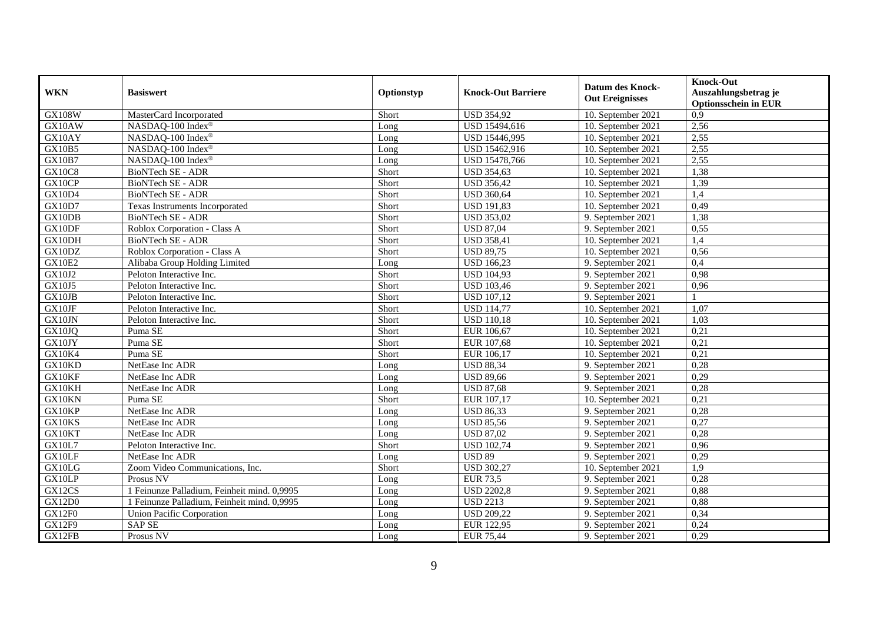| WKN | Basiswert | Optionstyp | Knock-Out Barriere | Datum des Knock-Out Ereignisses | Knock-Out Auszahlungsbetrag je Optionsschein in EUR |
|---|---|---|---|---|---|
| GX108W | MasterCard Incorporated | Short | USD 354,92 | 10. September 2021 | 0,9 |
| GX10AW | NASDAQ-100 Index® | Long | USD 15494,616 | 10. September 2021 | 2,56 |
| GX10AY | NASDAQ-100 Index® | Long | USD 15446,995 | 10. September 2021 | 2,55 |
| GX10B5 | NASDAQ-100 Index® | Long | USD 15462,916 | 10. September 2021 | 2,55 |
| GX10B7 | NASDAQ-100 Index® | Long | USD 15478,766 | 10. September 2021 | 2,55 |
| GX10C8 | BioNTech SE - ADR | Short | USD 354,63 | 10. September 2021 | 1,38 |
| GX10CP | BioNTech SE - ADR | Short | USD 356,42 | 10. September 2021 | 1,39 |
| GX10D4 | BioNTech SE - ADR | Short | USD 360,64 | 10. September 2021 | 1,4 |
| GX10D7 | Texas Instruments Incorporated | Short | USD 191,83 | 10. September 2021 | 0,49 |
| GX10DB | BioNTech SE - ADR | Short | USD 353,02 | 9. September 2021 | 1,38 |
| GX10DF | Roblox Corporation - Class A | Short | USD 87,04 | 9. September 2021 | 0,55 |
| GX10DH | BioNTech SE - ADR | Short | USD 358,41 | 10. September 2021 | 1,4 |
| GX10DZ | Roblox Corporation - Class A | Short | USD 89,75 | 10. September 2021 | 0,56 |
| GX10E2 | Alibaba Group Holding Limited | Long | USD 166,23 | 9. September 2021 | 0,4 |
| GX10J2 | Peloton Interactive Inc. | Short | USD 104,93 | 9. September 2021 | 0,98 |
| GX10J5 | Peloton Interactive Inc. | Short | USD 103,46 | 9. September 2021 | 0,96 |
| GX10JB | Peloton Interactive Inc. | Short | USD 107,12 | 9. September 2021 | 1 |
| GX10JF | Peloton Interactive Inc. | Short | USD 114,77 | 10. September 2021 | 1,07 |
| GX10JN | Peloton Interactive Inc. | Short | USD 110,18 | 10. September 2021 | 1,03 |
| GX10JQ | Puma SE | Short | EUR 106,67 | 10. September 2021 | 0,21 |
| GX10JY | Puma SE | Short | EUR 107,68 | 10. September 2021 | 0,21 |
| GX10K4 | Puma SE | Short | EUR 106,17 | 10. September 2021 | 0,21 |
| GX10KD | NetEase Inc ADR | Long | USD 88,34 | 9. September 2021 | 0,28 |
| GX10KF | NetEase Inc ADR | Long | USD 89,66 | 9. September 2021 | 0,29 |
| GX10KH | NetEase Inc ADR | Long | USD 87,68 | 9. September 2021 | 0,28 |
| GX10KN | Puma SE | Short | EUR 107,17 | 10. September 2021 | 0,21 |
| GX10KP | NetEase Inc ADR | Long | USD 86,33 | 9. September 2021 | 0,28 |
| GX10KS | NetEase Inc ADR | Long | USD 85,56 | 9. September 2021 | 0,27 |
| GX10KT | NetEase Inc ADR | Long | USD 87,02 | 9. September 2021 | 0,28 |
| GX10L7 | Peloton Interactive Inc. | Short | USD 102,74 | 9. September 2021 | 0,96 |
| GX10LF | NetEase Inc ADR | Long | USD 89 | 9. September 2021 | 0,29 |
| GX10LG | Zoom Video Communications, Inc. | Short | USD 302,27 | 10. September 2021 | 1,9 |
| GX10LP | Prosus NV | Long | EUR 73,5 | 9. September 2021 | 0,28 |
| GX12CS | 1 Feinunze Palladium, Feinheit mind. 0,9995 | Long | USD 2202,8 | 9. September 2021 | 0,88 |
| GX12D0 | 1 Feinunze Palladium, Feinheit mind. 0,9995 | Long | USD 2213 | 9. September 2021 | 0,88 |
| GX12F0 | Union Pacific Corporation | Long | USD 209,22 | 9. September 2021 | 0,34 |
| GX12F9 | SAP SE | Long | EUR 122,95 | 9. September 2021 | 0,24 |
| GX12FB | Prosus NV | Long | EUR 75,44 | 9. September 2021 | 0,29 |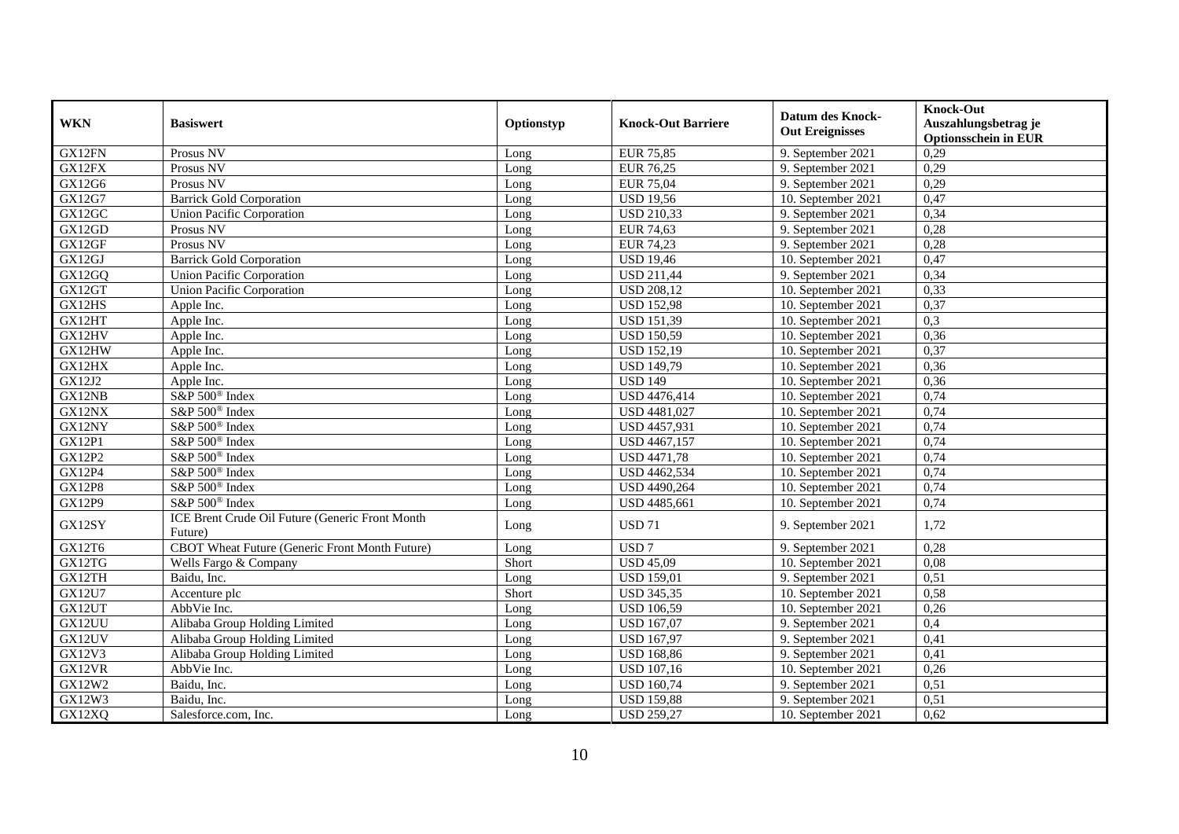| WKN | Basiswert | Optionstyp | Knock-Out Barriere | Datum des Knock-Out Ereignisses | Knock-Out Auszahlungsbetrag je Optionsschein in EUR |
|---|---|---|---|---|---|
| GX12FN | Prosus NV | Long | EUR 75,85 | 9. September 2021 | 0,29 |
| GX12FX | Prosus NV | Long | EUR 76,25 | 9. September 2021 | 0,29 |
| GX12G6 | Prosus NV | Long | EUR 75,04 | 9. September 2021 | 0,29 |
| GX12G7 | Barrick Gold Corporation | Long | USD 19,56 | 10. September 2021 | 0,47 |
| GX12GC | Union Pacific Corporation | Long | USD 210,33 | 9. September 2021 | 0,34 |
| GX12GD | Prosus NV | Long | EUR 74,63 | 9. September 2021 | 0,28 |
| GX12GF | Prosus NV | Long | EUR 74,23 | 9. September 2021 | 0,28 |
| GX12GJ | Barrick Gold Corporation | Long | USD 19,46 | 10. September 2021 | 0,47 |
| GX12GQ | Union Pacific Corporation | Long | USD 211,44 | 9. September 2021 | 0,34 |
| GX12GT | Union Pacific Corporation | Long | USD 208,12 | 10. September 2021 | 0,33 |
| GX12HS | Apple Inc. | Long | USD 152,98 | 10. September 2021 | 0,37 |
| GX12HT | Apple Inc. | Long | USD 151,39 | 10. September 2021 | 0,3 |
| GX12HV | Apple Inc. | Long | USD 150,59 | 10. September 2021 | 0,36 |
| GX12HW | Apple Inc. | Long | USD 152,19 | 10. September 2021 | 0,37 |
| GX12HX | Apple Inc. | Long | USD 149,79 | 10. September 2021 | 0,36 |
| GX12J2 | Apple Inc. | Long | USD 149 | 10. September 2021 | 0,36 |
| GX12NB | S&P 500® Index | Long | USD 4476,414 | 10. September 2021 | 0,74 |
| GX12NX | S&P 500® Index | Long | USD 4481,027 | 10. September 2021 | 0,74 |
| GX12NY | S&P 500® Index | Long | USD 4457,931 | 10. September 2021 | 0,74 |
| GX12P1 | S&P 500® Index | Long | USD 4467,157 | 10. September 2021 | 0,74 |
| GX12P2 | S&P 500® Index | Long | USD 4471,78 | 10. September 2021 | 0,74 |
| GX12P4 | S&P 500® Index | Long | USD 4462,534 | 10. September 2021 | 0,74 |
| GX12P8 | S&P 500® Index | Long | USD 4490,264 | 10. September 2021 | 0,74 |
| GX12P9 | S&P 500® Index | Long | USD 4485,661 | 10. September 2021 | 0,74 |
| GX12SY | ICE Brent Crude Oil Future (Generic Front Month Future) | Long | USD 71 | 9. September 2021 | 1,72 |
| GX12T6 | CBOT Wheat Future (Generic Front Month Future) | Long | USD 7 | 9. September 2021 | 0,28 |
| GX12TG | Wells Fargo & Company | Short | USD 45,09 | 10. September 2021 | 0,08 |
| GX12TH | Baidu, Inc. | Long | USD 159,01 | 9. September 2021 | 0,51 |
| GX12U7 | Accenture plc | Short | USD 345,35 | 10. September 2021 | 0,58 |
| GX12UT | AbbVie Inc. | Long | USD 106,59 | 10. September 2021 | 0,26 |
| GX12UU | Alibaba Group Holding Limited | Long | USD 167,07 | 9. September 2021 | 0,4 |
| GX12UV | Alibaba Group Holding Limited | Long | USD 167,97 | 9. September 2021 | 0,41 |
| GX12V3 | Alibaba Group Holding Limited | Long | USD 168,86 | 9. September 2021 | 0,41 |
| GX12VR | AbbVie Inc. | Long | USD 107,16 | 10. September 2021 | 0,26 |
| GX12W2 | Baidu, Inc. | Long | USD 160,74 | 9. September 2021 | 0,51 |
| GX12W3 | Baidu, Inc. | Long | USD 159,88 | 9. September 2021 | 0,51 |
| GX12XQ | Salesforce.com, Inc. | Long | USD 259,27 | 10. September 2021 | 0,62 |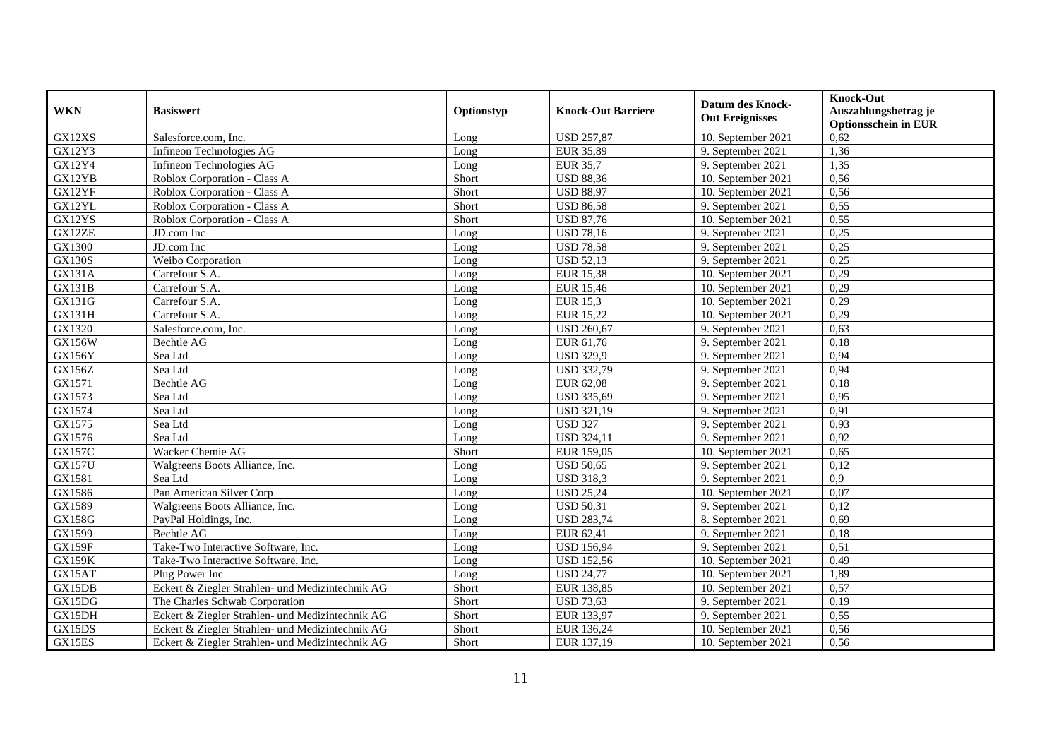| WKN | Basiswert | Optionstyp | Knock-Out Barriere | Datum des Knock-Out Ereignisses | Knock-Out Auszahlungsbetrag je Optionsschein in EUR |
|---|---|---|---|---|---|
| GX12XS | Salesforce.com, Inc. | Long | USD 257,87 | 10. September 2021 | 0,62 |
| GX12Y3 | Infineon Technologies AG | Long | EUR 35,89 | 9. September 2021 | 1,36 |
| GX12Y4 | Infineon Technologies AG | Long | EUR 35,7 | 9. September 2021 | 1,35 |
| GX12YB | Roblox Corporation - Class A | Short | USD 88,36 | 10. September 2021 | 0,56 |
| GX12YF | Roblox Corporation - Class A | Short | USD 88,97 | 10. September 2021 | 0,56 |
| GX12YL | Roblox Corporation - Class A | Short | USD 86,58 | 9. September 2021 | 0,55 |
| GX12YS | Roblox Corporation - Class A | Short | USD 87,76 | 10. September 2021 | 0,55 |
| GX12ZE | JD.com Inc | Long | USD 78,16 | 9. September 2021 | 0,25 |
| GX1300 | JD.com Inc | Long | USD 78,58 | 9. September 2021 | 0,25 |
| GX130S | Weibo Corporation | Long | USD 52,13 | 9. September 2021 | 0,25 |
| GX131A | Carrefour S.A. | Long | EUR 15,38 | 10. September 2021 | 0,29 |
| GX131B | Carrefour S.A. | Long | EUR 15,46 | 10. September 2021 | 0,29 |
| GX131G | Carrefour S.A. | Long | EUR 15,3 | 10. September 2021 | 0,29 |
| GX131H | Carrefour S.A. | Long | EUR 15,22 | 10. September 2021 | 0,29 |
| GX1320 | Salesforce.com, Inc. | Long | USD 260,67 | 9. September 2021 | 0,63 |
| GX156W | Bechtle AG | Long | EUR 61,76 | 9. September 2021 | 0,18 |
| GX156Y | Sea Ltd | Long | USD 329,9 | 9. September 2021 | 0,94 |
| GX156Z | Sea Ltd | Long | USD 332,79 | 9. September 2021 | 0,94 |
| GX1571 | Bechtle AG | Long | EUR 62,08 | 9. September 2021 | 0,18 |
| GX1573 | Sea Ltd | Long | USD 335,69 | 9. September 2021 | 0,95 |
| GX1574 | Sea Ltd | Long | USD 321,19 | 9. September 2021 | 0,91 |
| GX1575 | Sea Ltd | Long | USD 327 | 9. September 2021 | 0,93 |
| GX1576 | Sea Ltd | Long | USD 324,11 | 9. September 2021 | 0,92 |
| GX157C | Wacker Chemie AG | Short | EUR 159,05 | 10. September 2021 | 0,65 |
| GX157U | Walgreens Boots Alliance, Inc. | Long | USD 50,65 | 9. September 2021 | 0,12 |
| GX1581 | Sea Ltd | Long | USD 318,3 | 9. September 2021 | 0,9 |
| GX1586 | Pan American Silver Corp | Long | USD 25,24 | 10. September 2021 | 0,07 |
| GX1589 | Walgreens Boots Alliance, Inc. | Long | USD 50,31 | 9. September 2021 | 0,12 |
| GX158G | PayPal Holdings, Inc. | Long | USD 283,74 | 8. September 2021 | 0,69 |
| GX1599 | Bechtle AG | Long | EUR 62,41 | 9. September 2021 | 0,18 |
| GX159F | Take-Two Interactive Software, Inc. | Long | USD 156,94 | 9. September 2021 | 0,51 |
| GX159K | Take-Two Interactive Software, Inc. | Long | USD 152,56 | 10. September 2021 | 0,49 |
| GX15AT | Plug Power Inc | Long | USD 24,77 | 10. September 2021 | 1,89 |
| GX15DB | Eckert & Ziegler Strahlen- und Medizintechnik AG | Short | EUR 138,85 | 10. September 2021 | 0,57 |
| GX15DG | The Charles Schwab Corporation | Short | USD 73,63 | 9. September 2021 | 0,19 |
| GX15DH | Eckert & Ziegler Strahlen- und Medizintechnik AG | Short | EUR 133,97 | 9. September 2021 | 0,55 |
| GX15DS | Eckert & Ziegler Strahlen- und Medizintechnik AG | Short | EUR 136,24 | 10. September 2021 | 0,56 |
| GX15ES | Eckert & Ziegler Strahlen- und Medizintechnik AG | Short | EUR 137,19 | 10. September 2021 | 0,56 |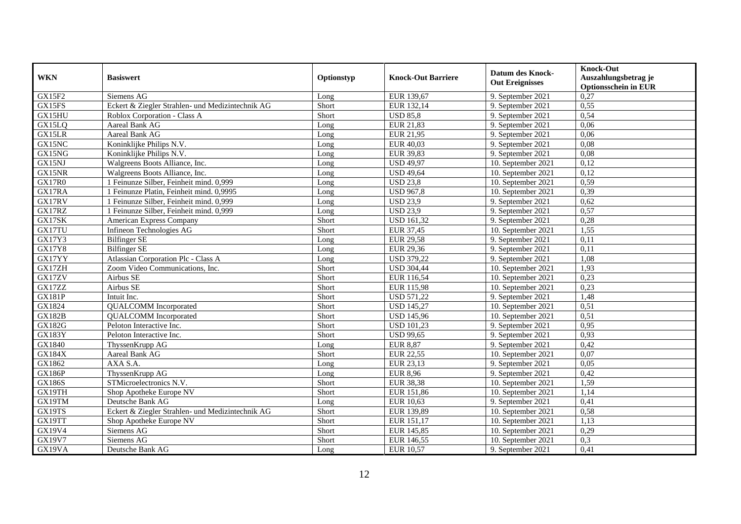| WKN | Basiswert | Optionstyp | Knock-Out Barriere | Datum des Knock-Out Ereignisses | Knock-Out Auszahlungsbetrag je Optionsschein in EUR |
|---|---|---|---|---|---|
| GX15F2 | Siemens AG | Long | EUR 139,67 | 9. September 2021 | 0,27 |
| GX15FS | Eckert & Ziegler Strahlen- und Medizintechnik AG | Short | EUR 132,14 | 9. September 2021 | 0,55 |
| GX15HU | Roblox Corporation - Class A | Short | USD 85,8 | 9. September 2021 | 0,54 |
| GX15LQ | Aareal Bank AG | Long | EUR 21,83 | 9. September 2021 | 0,06 |
| GX15LR | Aareal Bank AG | Long | EUR 21,95 | 9. September 2021 | 0,06 |
| GX15NC | Koninklijke Philips N.V. | Long | EUR 40,03 | 9. September 2021 | 0,08 |
| GX15NG | Koninklijke Philips N.V. | Long | EUR 39,83 | 9. September 2021 | 0,08 |
| GX15NJ | Walgreens Boots Alliance, Inc. | Long | USD 49,97 | 10. September 2021 | 0,12 |
| GX15NR | Walgreens Boots Alliance, Inc. | Long | USD 49,64 | 10. September 2021 | 0,12 |
| GX17R0 | 1 Feinunze Silber, Feinheit mind. 0,999 | Long | USD 23,8 | 10. September 2021 | 0,59 |
| GX17RA | 1 Feinunze Platin, Feinheit mind. 0,9995 | Long | USD 967,8 | 10. September 2021 | 0,39 |
| GX17RV | 1 Feinunze Silber, Feinheit mind. 0,999 | Long | USD 23,9 | 9. September 2021 | 0,62 |
| GX17RZ | 1 Feinunze Silber, Feinheit mind. 0,999 | Long | USD 23,9 | 9. September 2021 | 0,57 |
| GX17SK | American Express Company | Short | USD 161,32 | 9. September 2021 | 0,28 |
| GX17TU | Infineon Technologies AG | Short | EUR 37,45 | 10. September 2021 | 1,55 |
| GX17Y3 | Bilfinger SE | Long | EUR 29,58 | 9. September 2021 | 0,11 |
| GX17Y8 | Bilfinger SE | Long | EUR 29,36 | 9. September 2021 | 0,11 |
| GX17YY | Atlassian Corporation Plc - Class A | Long | USD 379,22 | 9. September 2021 | 1,08 |
| GX17ZH | Zoom Video Communications, Inc. | Short | USD 304,44 | 10. September 2021 | 1,93 |
| GX17ZV | Airbus SE | Short | EUR 116,54 | 10. September 2021 | 0,23 |
| GX17ZZ | Airbus SE | Short | EUR 115,98 | 10. September 2021 | 0,23 |
| GX181P | Intuit Inc. | Short | USD 571,22 | 9. September 2021 | 1,48 |
| GX1824 | QUALCOMM Incorporated | Short | USD 145,27 | 10. September 2021 | 0,51 |
| GX182B | QUALCOMM Incorporated | Short | USD 145,96 | 10. September 2021 | 0,51 |
| GX182G | Peloton Interactive Inc. | Short | USD 101,23 | 9. September 2021 | 0,95 |
| GX183Y | Peloton Interactive Inc. | Short | USD 99,65 | 9. September 2021 | 0,93 |
| GX1840 | ThyssenKrupp AG | Long | EUR 8,87 | 9. September 2021 | 0,42 |
| GX184X | Aareal Bank AG | Short | EUR 22,55 | 10. September 2021 | 0,07 |
| GX1862 | AXA S.A. | Long | EUR 23,13 | 9. September 2021 | 0,05 |
| GX186P | ThyssenKrupp AG | Long | EUR 8,96 | 9. September 2021 | 0,42 |
| GX186S | STMicroelectronics N.V. | Short | EUR 38,38 | 10. September 2021 | 1,59 |
| GX19TH | Shop Apotheke Europe NV | Short | EUR 151,86 | 10. September 2021 | 1,14 |
| GX19TM | Deutsche Bank AG | Long | EUR 10,63 | 9. September 2021 | 0,41 |
| GX19TS | Eckert & Ziegler Strahlen- und Medizintechnik AG | Short | EUR 139,89 | 10. September 2021 | 0,58 |
| GX19TT | Shop Apotheke Europe NV | Short | EUR 151,17 | 10. September 2021 | 1,13 |
| GX19V4 | Siemens AG | Short | EUR 145,85 | 10. September 2021 | 0,29 |
| GX19V7 | Siemens AG | Short | EUR 146,55 | 10. September 2021 | 0,3 |
| GX19VA | Deutsche Bank AG | Long | EUR 10,57 | 9. September 2021 | 0,41 |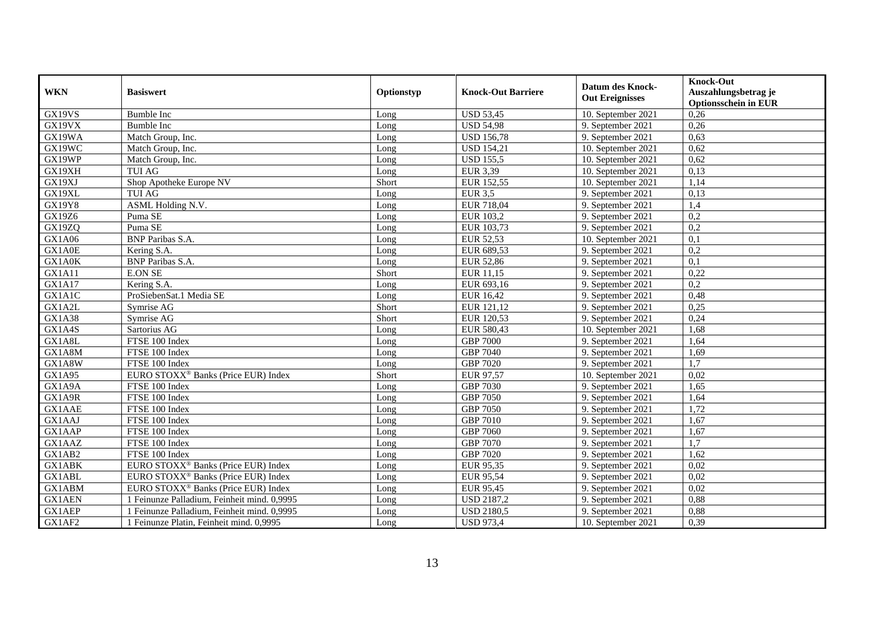| WKN | Basiswert | Optionstyp | Knock-Out Barriere | Datum des Knock-Out Ereignisses | Knock-Out Auszahlungsbetrag je Optionsschein in EUR |
|---|---|---|---|---|---|
| GX19VS | Bumble Inc | Long | USD 53,45 | 10. September 2021 | 0,26 |
| GX19VX | Bumble Inc | Long | USD 54,98 | 9. September 2021 | 0,26 |
| GX19WA | Match Group, Inc. | Long | USD 156,78 | 9. September 2021 | 0,63 |
| GX19WC | Match Group, Inc. | Long | USD 154,21 | 10. September 2021 | 0,62 |
| GX19WP | Match Group, Inc. | Long | USD 155,5 | 10. September 2021 | 0,62 |
| GX19XH | TUI AG | Long | EUR 3,39 | 10. September 2021 | 0,13 |
| GX19XJ | Shop Apotheke Europe NV | Short | EUR 152,55 | 10. September 2021 | 1,14 |
| GX19XL | TUI AG | Long | EUR 3,5 | 9. September 2021 | 0,13 |
| GX19Y8 | ASML Holding N.V. | Long | EUR 718,04 | 9. September 2021 | 1,4 |
| GX19Z6 | Puma SE | Long | EUR 103,2 | 9. September 2021 | 0,2 |
| GX19ZQ | Puma SE | Long | EUR 103,73 | 9. September 2021 | 0,2 |
| GX1A06 | BNP Paribas S.A. | Long | EUR 52,53 | 10. September 2021 | 0,1 |
| GX1A0E | Kering S.A. | Long | EUR 689,53 | 9. September 2021 | 0,2 |
| GX1A0K | BNP Paribas S.A. | Long | EUR 52,86 | 9. September 2021 | 0,1 |
| GX1A11 | E.ON SE | Short | EUR 11,15 | 9. September 2021 | 0,22 |
| GX1A17 | Kering S.A. | Long | EUR 693,16 | 9. September 2021 | 0,2 |
| GX1A1C | ProSiebenSat.1 Media SE | Long | EUR 16,42 | 9. September 2021 | 0,48 |
| GX1A2L | Symrise AG | Short | EUR 121,12 | 9. September 2021 | 0,25 |
| GX1A38 | Symrise AG | Short | EUR 120,53 | 9. September 2021 | 0,24 |
| GX1A4S | Sartorius AG | Long | EUR 580,43 | 10. September 2021 | 1,68 |
| GX1A8L | FTSE 100 Index | Long | GBP 7000 | 9. September 2021 | 1,64 |
| GX1A8M | FTSE 100 Index | Long | GBP 7040 | 9. September 2021 | 1,69 |
| GX1A8W | FTSE 100 Index | Long | GBP 7020 | 9. September 2021 | 1,7 |
| GX1A95 | EURO STOXX® Banks (Price EUR) Index | Short | EUR 97,57 | 10. September 2021 | 0,02 |
| GX1A9A | FTSE 100 Index | Long | GBP 7030 | 9. September 2021 | 1,65 |
| GX1A9R | FTSE 100 Index | Long | GBP 7050 | 9. September 2021 | 1,64 |
| GX1AAE | FTSE 100 Index | Long | GBP 7050 | 9. September 2021 | 1,72 |
| GX1AAJ | FTSE 100 Index | Long | GBP 7010 | 9. September 2021 | 1,67 |
| GX1AAP | FTSE 100 Index | Long | GBP 7060 | 9. September 2021 | 1,67 |
| GX1AAZ | FTSE 100 Index | Long | GBP 7070 | 9. September 2021 | 1,7 |
| GX1AB2 | FTSE 100 Index | Long | GBP 7020 | 9. September 2021 | 1,62 |
| GX1ABK | EURO STOXX® Banks (Price EUR) Index | Long | EUR 95,35 | 9. September 2021 | 0,02 |
| GX1ABL | EURO STOXX® Banks (Price EUR) Index | Long | EUR 95,54 | 9. September 2021 | 0,02 |
| GX1ABM | EURO STOXX® Banks (Price EUR) Index | Long | EUR 95,45 | 9. September 2021 | 0,02 |
| GX1AEN | 1 Feinunze Palladium, Feinheit mind. 0,9995 | Long | USD 2187,2 | 9. September 2021 | 0,88 |
| GX1AEP | 1 Feinunze Palladium, Feinheit mind. 0,9995 | Long | USD 2180,5 | 9. September 2021 | 0,88 |
| GX1AF2 | 1 Feinunze Platin, Feinheit mind. 0,9995 | Long | USD 973,4 | 10. September 2021 | 0,39 |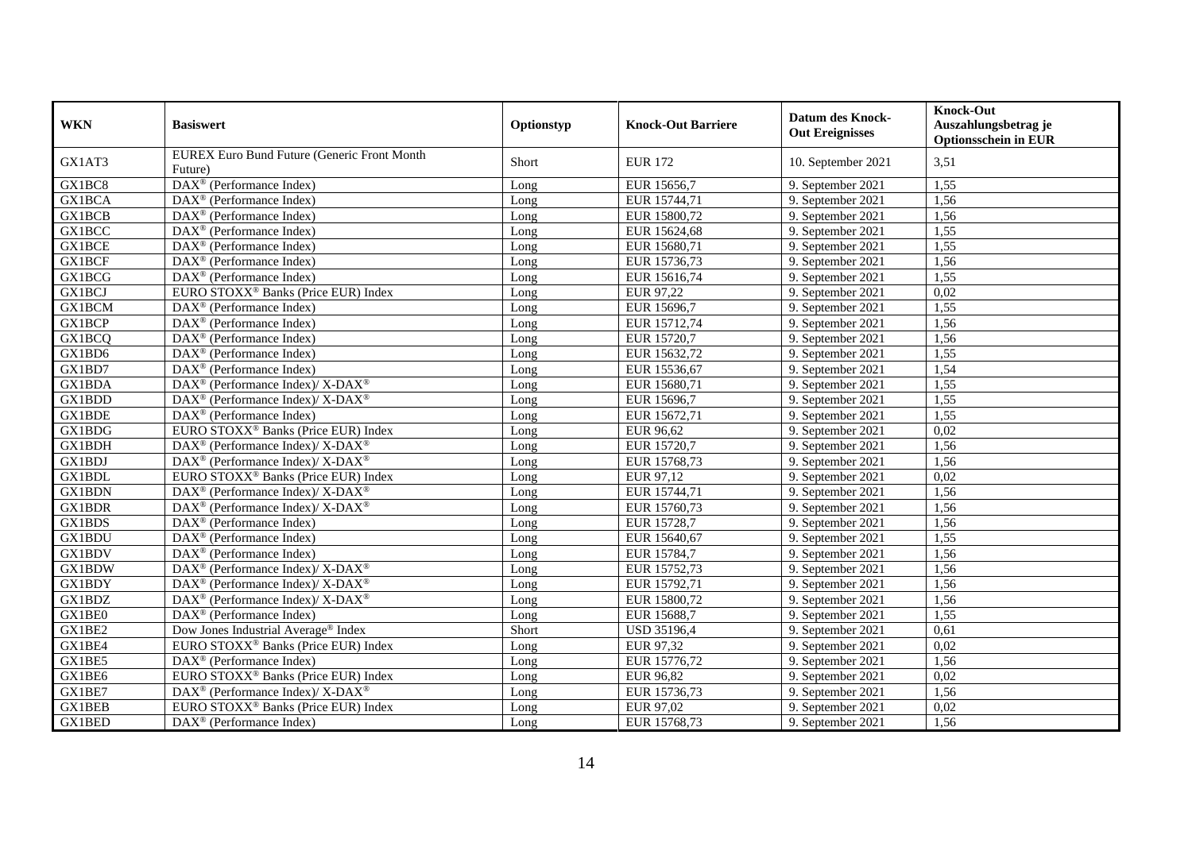| WKN | Basiswert | Optionstyp | Knock-Out Barriere | Datum des Knock-Out Ereignisses | Knock-Out Auszahlungsbetrag je Optionsschein in EUR |
|---|---|---|---|---|---|
| GX1AT3 | EUREX Euro Bund Future (Generic Front Month Future) | Short | EUR 172 | 10. September 2021 | 3,51 |
| GX1BC8 | DAX® (Performance Index) | Long | EUR 15656,7 | 9. September 2021 | 1,55 |
| GX1BCA | DAX® (Performance Index) | Long | EUR 15744,71 | 9. September 2021 | 1,56 |
| GX1BCB | DAX® (Performance Index) | Long | EUR 15800,72 | 9. September 2021 | 1,56 |
| GX1BCC | DAX® (Performance Index) | Long | EUR 15624,68 | 9. September 2021 | 1,55 |
| GX1BCE | DAX® (Performance Index) | Long | EUR 15680,71 | 9. September 2021 | 1,55 |
| GX1BCF | DAX® (Performance Index) | Long | EUR 15736,73 | 9. September 2021 | 1,56 |
| GX1BCG | DAX® (Performance Index) | Long | EUR 15616,74 | 9. September 2021 | 1,55 |
| GX1BCJ | EURO STOXX® Banks (Price EUR) Index | Long | EUR 97,22 | 9. September 2021 | 0,02 |
| GX1BCM | DAX® (Performance Index) | Long | EUR 15696,7 | 9. September 2021 | 1,55 |
| GX1BCP | DAX® (Performance Index) | Long | EUR 15712,74 | 9. September 2021 | 1,56 |
| GX1BCQ | DAX® (Performance Index) | Long | EUR 15720,7 | 9. September 2021 | 1,56 |
| GX1BD6 | DAX® (Performance Index) | Long | EUR 15632,72 | 9. September 2021 | 1,55 |
| GX1BD7 | DAX® (Performance Index) | Long | EUR 15536,67 | 9. September 2021 | 1,54 |
| GX1BDA | DAX® (Performance Index)/ X-DAX® | Long | EUR 15680,71 | 9. September 2021 | 1,55 |
| GX1BDD | DAX® (Performance Index)/ X-DAX® | Long | EUR 15696,7 | 9. September 2021 | 1,55 |
| GX1BDE | DAX® (Performance Index) | Long | EUR 15672,71 | 9. September 2021 | 1,55 |
| GX1BDG | EURO STOXX® Banks (Price EUR) Index | Long | EUR 96,62 | 9. September 2021 | 0,02 |
| GX1BDH | DAX® (Performance Index)/ X-DAX® | Long | EUR 15720,7 | 9. September 2021 | 1,56 |
| GX1BDJ | DAX® (Performance Index)/ X-DAX® | Long | EUR 15768,73 | 9. September 2021 | 1,56 |
| GX1BDL | EURO STOXX® Banks (Price EUR) Index | Long | EUR 97,12 | 9. September 2021 | 0,02 |
| GX1BDN | DAX® (Performance Index)/ X-DAX® | Long | EUR 15744,71 | 9. September 2021 | 1,56 |
| GX1BDR | DAX® (Performance Index)/ X-DAX® | Long | EUR 15760,73 | 9. September 2021 | 1,56 |
| GX1BDS | DAX® (Performance Index) | Long | EUR 15728,7 | 9. September 2021 | 1,56 |
| GX1BDU | DAX® (Performance Index) | Long | EUR 15640,67 | 9. September 2021 | 1,55 |
| GX1BDV | DAX® (Performance Index) | Long | EUR 15784,7 | 9. September 2021 | 1,56 |
| GX1BDW | DAX® (Performance Index)/ X-DAX® | Long | EUR 15752,73 | 9. September 2021 | 1,56 |
| GX1BDY | DAX® (Performance Index)/ X-DAX® | Long | EUR 15792,71 | 9. September 2021 | 1,56 |
| GX1BDZ | DAX® (Performance Index)/ X-DAX® | Long | EUR 15800,72 | 9. September 2021 | 1,56 |
| GX1BE0 | DAX® (Performance Index) | Long | EUR 15688,7 | 9. September 2021 | 1,55 |
| GX1BE2 | Dow Jones Industrial Average® Index | Short | USD 35196,4 | 9. September 2021 | 0,61 |
| GX1BE4 | EURO STOXX® Banks (Price EUR) Index | Long | EUR 97,32 | 9. September 2021 | 0,02 |
| GX1BE5 | DAX® (Performance Index) | Long | EUR 15776,72 | 9. September 2021 | 1,56 |
| GX1BE6 | EURO STOXX® Banks (Price EUR) Index | Long | EUR 96,82 | 9. September 2021 | 0,02 |
| GX1BE7 | DAX® (Performance Index)/ X-DAX® | Long | EUR 15736,73 | 9. September 2021 | 1,56 |
| GX1BEB | EURO STOXX® Banks (Price EUR) Index | Long | EUR 97,02 | 9. September 2021 | 0,02 |
| GX1BED | DAX® (Performance Index) | Long | EUR 15768,73 | 9. September 2021 | 1,56 |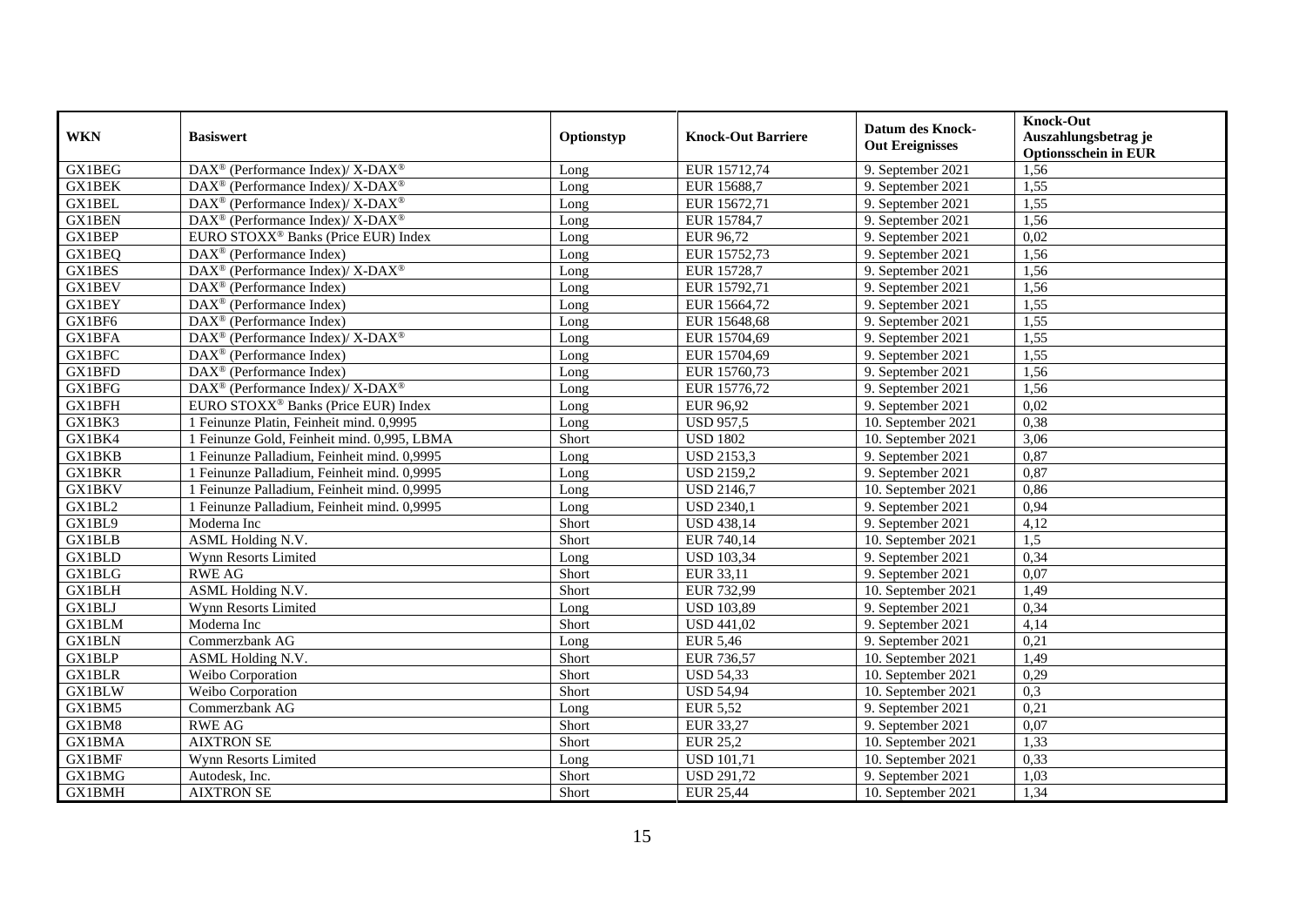| WKN | Basiswert | Optionstyp | Knock-Out Barriere | Datum des Knock-Out Ereignisses | Knock-Out Auszahlungsbetrag je Optionsschein in EUR |
|---|---|---|---|---|---|
| GX1BEG | DAX® (Performance Index)/ X-DAX® | Long | EUR 15712,74 | 9. September 2021 | 1,56 |
| GX1BEK | DAX® (Performance Index)/ X-DAX® | Long | EUR 15688,7 | 9. September 2021 | 1,55 |
| GX1BEL | DAX® (Performance Index)/ X-DAX® | Long | EUR 15672,71 | 9. September 2021 | 1,55 |
| GX1BEN | DAX® (Performance Index)/ X-DAX® | Long | EUR 15784,7 | 9. September 2021 | 1,56 |
| GX1BEP | EURO STOXX® Banks (Price EUR) Index | Long | EUR 96,72 | 9. September 2021 | 0,02 |
| GX1BEQ | DAX® (Performance Index) | Long | EUR 15752,73 | 9. September 2021 | 1,56 |
| GX1BES | DAX® (Performance Index)/ X-DAX® | Long | EUR 15728,7 | 9. September 2021 | 1,56 |
| GX1BEV | DAX® (Performance Index) | Long | EUR 15792,71 | 9. September 2021 | 1,56 |
| GX1BEY | DAX® (Performance Index) | Long | EUR 15664,72 | 9. September 2021 | 1,55 |
| GX1BF6 | DAX® (Performance Index) | Long | EUR 15648,68 | 9. September 2021 | 1,55 |
| GX1BFA | DAX® (Performance Index)/ X-DAX® | Long | EUR 15704,69 | 9. September 2021 | 1,55 |
| GX1BFC | DAX® (Performance Index) | Long | EUR 15704,69 | 9. September 2021 | 1,55 |
| GX1BFD | DAX® (Performance Index) | Long | EUR 15760,73 | 9. September 2021 | 1,56 |
| GX1BFG | DAX® (Performance Index)/ X-DAX® | Long | EUR 15776,72 | 9. September 2021 | 1,56 |
| GX1BFH | EURO STOXX® Banks (Price EUR) Index | Long | EUR 96,92 | 9. September 2021 | 0,02 |
| GX1BK3 | 1 Feinunze Platin, Feinheit mind. 0,9995 | Long | USD 957,5 | 10. September 2021 | 0,38 |
| GX1BK4 | 1 Feinunze Gold, Feinheit mind. 0,995, LBMA | Short | USD 1802 | 10. September 2021 | 3,06 |
| GX1BKB | 1 Feinunze Palladium, Feinheit mind. 0,9995 | Long | USD 2153,3 | 9. September 2021 | 0,87 |
| GX1BKR | 1 Feinunze Palladium, Feinheit mind. 0,9995 | Long | USD 2159,2 | 9. September 2021 | 0,87 |
| GX1BKV | 1 Feinunze Palladium, Feinheit mind. 0,9995 | Long | USD 2146,7 | 10. September 2021 | 0,86 |
| GX1BL2 | 1 Feinunze Palladium, Feinheit mind. 0,9995 | Long | USD 2340,1 | 9. September 2021 | 0,94 |
| GX1BL9 | Moderna Inc | Short | USD 438,14 | 9. September 2021 | 4,12 |
| GX1BLB | ASML Holding N.V. | Short | EUR 740,14 | 10. September 2021 | 1,5 |
| GX1BLD | Wynn Resorts Limited | Long | USD 103,34 | 9. September 2021 | 0,34 |
| GX1BLG | RWE AG | Short | EUR 33,11 | 9. September 2021 | 0,07 |
| GX1BLH | ASML Holding N.V. | Short | EUR 732,99 | 10. September 2021 | 1,49 |
| GX1BLJ | Wynn Resorts Limited | Long | USD 103,89 | 9. September 2021 | 0,34 |
| GX1BLM | Moderna Inc | Short | USD 441,02 | 9. September 2021 | 4,14 |
| GX1BLN | Commerzbank AG | Long | EUR 5,46 | 9. September 2021 | 0,21 |
| GX1BLP | ASML Holding N.V. | Short | EUR 736,57 | 10. September 2021 | 1,49 |
| GX1BLR | Weibo Corporation | Short | USD 54,33 | 10. September 2021 | 0,29 |
| GX1BLW | Weibo Corporation | Short | USD 54,94 | 10. September 2021 | 0,3 |
| GX1BM5 | Commerzbank AG | Long | EUR 5,52 | 9. September 2021 | 0,21 |
| GX1BM8 | RWE AG | Short | EUR 33,27 | 9. September 2021 | 0,07 |
| GX1BMA | AIXTRON SE | Short | EUR 25,2 | 10. September 2021 | 1,33 |
| GX1BMF | Wynn Resorts Limited | Long | USD 101,71 | 10. September 2021 | 0,33 |
| GX1BMG | Autodesk, Inc. | Short | USD 291,72 | 9. September 2021 | 1,03 |
| GX1BMH | AIXTRON SE | Short | EUR 25,44 | 10. September 2021 | 1,34 |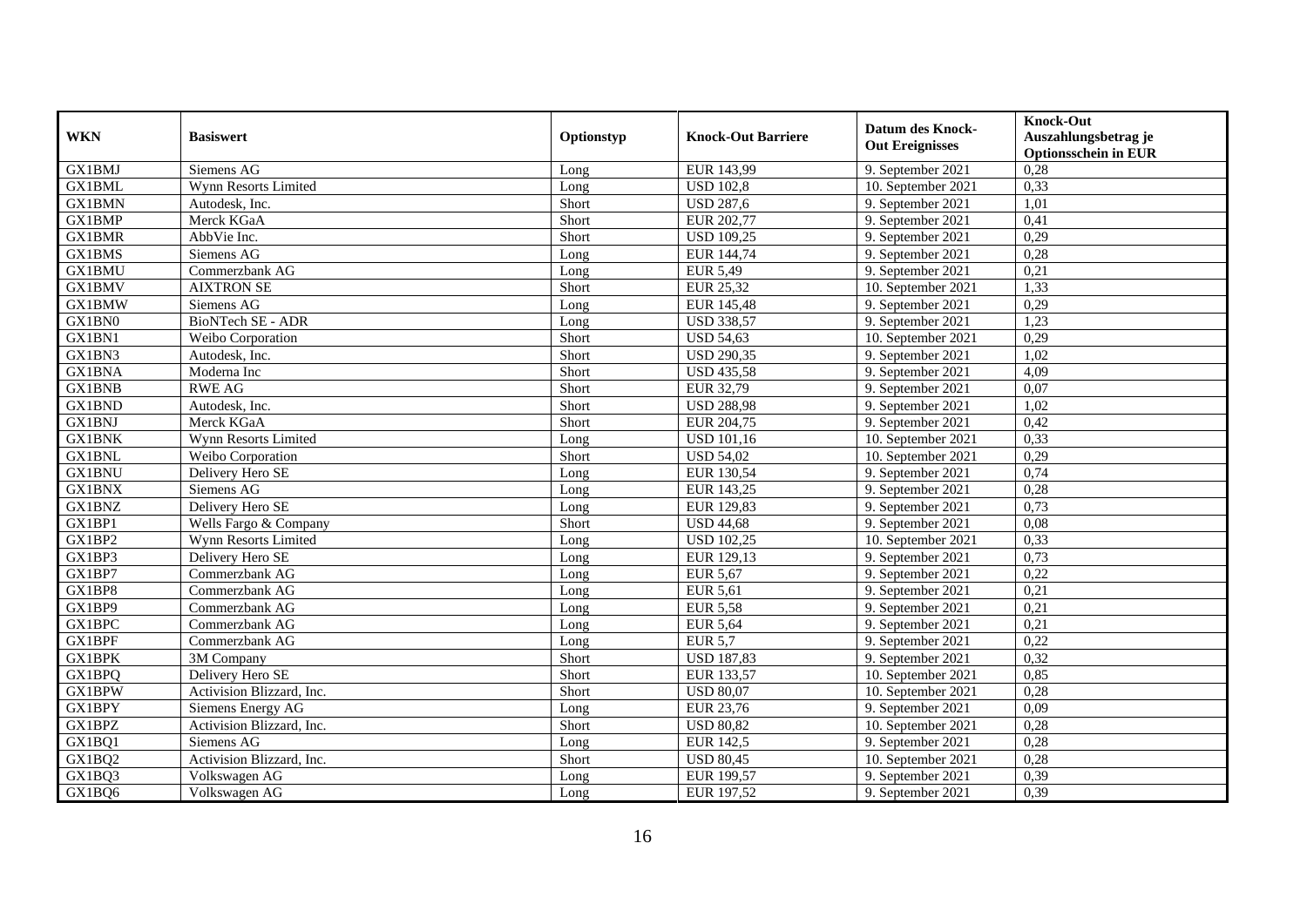| WKN | Basiswert | Optionstyp | Knock-Out Barriere | Datum des Knock-Out Ereignisses | Knock-Out Auszahlungsbetrag je Optionsschein in EUR |
|---|---|---|---|---|---|
| GX1BMJ | Siemens AG | Long | EUR 143,99 | 9. September 2021 | 0,28 |
| GX1BML | Wynn Resorts Limited | Long | USD 102,8 | 10. September 2021 | 0,33 |
| GX1BMN | Autodesk, Inc. | Short | USD 287,6 | 9. September 2021 | 1,01 |
| GX1BMP | Merck KGaA | Short | EUR 202,77 | 9. September 2021 | 0,41 |
| GX1BMR | AbbVie Inc. | Short | USD 109,25 | 9. September 2021 | 0,29 |
| GX1BMS | Siemens AG | Long | EUR 144,74 | 9. September 2021 | 0,28 |
| GX1BMU | Commerzbank AG | Long | EUR 5,49 | 9. September 2021 | 0,21 |
| GX1BMV | AIXTRON SE | Short | EUR 25,32 | 10. September 2021 | 1,33 |
| GX1BMW | Siemens AG | Long | EUR 145,48 | 9. September 2021 | 0,29 |
| GX1BN0 | BioNTech SE - ADR | Long | USD 338,57 | 9. September 2021 | 1,23 |
| GX1BN1 | Weibo Corporation | Short | USD 54,63 | 10. September 2021 | 0,29 |
| GX1BN3 | Autodesk, Inc. | Short | USD 290,35 | 9. September 2021 | 1,02 |
| GX1BNA | Moderna Inc | Short | USD 435,58 | 9. September 2021 | 4,09 |
| GX1BNB | RWE AG | Short | EUR 32,79 | 9. September 2021 | 0,07 |
| GX1BND | Autodesk, Inc. | Short | USD 288,98 | 9. September 2021 | 1,02 |
| GX1BNJ | Merck KGaA | Short | EUR 204,75 | 9. September 2021 | 0,42 |
| GX1BNK | Wynn Resorts Limited | Long | USD 101,16 | 10. September 2021 | 0,33 |
| GX1BNL | Weibo Corporation | Short | USD 54,02 | 10. September 2021 | 0,29 |
| GX1BNU | Delivery Hero SE | Long | EUR 130,54 | 9. September 2021 | 0,74 |
| GX1BNX | Siemens AG | Long | EUR 143,25 | 9. September 2021 | 0,28 |
| GX1BNZ | Delivery Hero SE | Long | EUR 129,83 | 9. September 2021 | 0,73 |
| GX1BP1 | Wells Fargo & Company | Short | USD 44,68 | 9. September 2021 | 0,08 |
| GX1BP2 | Wynn Resorts Limited | Long | USD 102,25 | 10. September 2021 | 0,33 |
| GX1BP3 | Delivery Hero SE | Long | EUR 129,13 | 9. September 2021 | 0,73 |
| GX1BP7 | Commerzbank AG | Long | EUR 5,67 | 9. September 2021 | 0,22 |
| GX1BP8 | Commerzbank AG | Long | EUR 5,61 | 9. September 2021 | 0,21 |
| GX1BP9 | Commerzbank AG | Long | EUR 5,58 | 9. September 2021 | 0,21 |
| GX1BPC | Commerzbank AG | Long | EUR 5,64 | 9. September 2021 | 0,21 |
| GX1BPF | Commerzbank AG | Long | EUR 5,7 | 9. September 2021 | 0,22 |
| GX1BPK | 3M Company | Short | USD 187,83 | 9. September 2021 | 0,32 |
| GX1BPQ | Delivery Hero SE | Short | EUR 133,57 | 10. September 2021 | 0,85 |
| GX1BPW | Activision Blizzard, Inc. | Short | USD 80,07 | 10. September 2021 | 0,28 |
| GX1BPY | Siemens Energy AG | Long | EUR 23,76 | 9. September 2021 | 0,09 |
| GX1BPZ | Activision Blizzard, Inc. | Short | USD 80,82 | 10. September 2021 | 0,28 |
| GX1BQ1 | Siemens AG | Long | EUR 142,5 | 9. September 2021 | 0,28 |
| GX1BQ2 | Activision Blizzard, Inc. | Short | USD 80,45 | 10. September 2021 | 0,28 |
| GX1BQ3 | Volkswagen AG | Long | EUR 199,57 | 9. September 2021 | 0,39 |
| GX1BQ6 | Volkswagen AG | Long | EUR 197,52 | 9. September 2021 | 0,39 |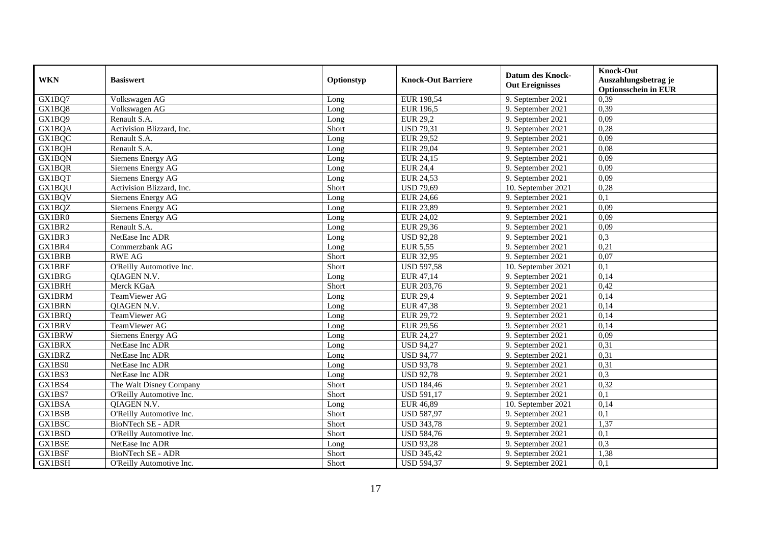| WKN | Basiswert | Optionstyp | Knock-Out Barriere | Datum des Knock-Out Ereignisses | Knock-Out Auszahlungsbetrag je Optionsschein in EUR |
|---|---|---|---|---|---|
| GX1BQ7 | Volkswagen AG | Long | EUR 198,54 | 9. September 2021 | 0,39 |
| GX1BQ8 | Volkswagen AG | Long | EUR 196,5 | 9. September 2021 | 0,39 |
| GX1BQ9 | Renault S.A. | Long | EUR 29,2 | 9. September 2021 | 0,09 |
| GX1BQA | Activision Blizzard, Inc. | Short | USD 79,31 | 9. September 2021 | 0,28 |
| GX1BQC | Renault S.A. | Long | EUR 29,52 | 9. September 2021 | 0,09 |
| GX1BQH | Renault S.A. | Long | EUR 29,04 | 9. September 2021 | 0,08 |
| GX1BQN | Siemens Energy AG | Long | EUR 24,15 | 9. September 2021 | 0,09 |
| GX1BQR | Siemens Energy AG | Long | EUR 24,4 | 9. September 2021 | 0,09 |
| GX1BQT | Siemens Energy AG | Long | EUR 24,53 | 9. September 2021 | 0,09 |
| GX1BQU | Activision Blizzard, Inc. | Short | USD 79,69 | 10. September 2021 | 0,28 |
| GX1BQV | Siemens Energy AG | Long | EUR 24,66 | 9. September 2021 | 0,1 |
| GX1BQZ | Siemens Energy AG | Long | EUR 23,89 | 9. September 2021 | 0,09 |
| GX1BR0 | Siemens Energy AG | Long | EUR 24,02 | 9. September 2021 | 0,09 |
| GX1BR2 | Renault S.A. | Long | EUR 29,36 | 9. September 2021 | 0,09 |
| GX1BR3 | NetEase Inc ADR | Long | USD 92,28 | 9. September 2021 | 0,3 |
| GX1BR4 | Commerzbank AG | Long | EUR 5,55 | 9. September 2021 | 0,21 |
| GX1BRB | RWE AG | Short | EUR 32,95 | 9. September 2021 | 0,07 |
| GX1BRF | O'Reilly Automotive Inc. | Short | USD 597,58 | 10. September 2021 | 0,1 |
| GX1BRG | QIAGEN N.V. | Long | EUR 47,14 | 9. September 2021 | 0,14 |
| GX1BRH | Merck KGaA | Short | EUR 203,76 | 9. September 2021 | 0,42 |
| GX1BRM | TeamViewer AG | Long | EUR 29,4 | 9. September 2021 | 0,14 |
| GX1BRN | QIAGEN N.V. | Long | EUR 47,38 | 9. September 2021 | 0,14 |
| GX1BRQ | TeamViewer AG | Long | EUR 29,72 | 9. September 2021 | 0,14 |
| GX1BRV | TeamViewer AG | Long | EUR 29,56 | 9. September 2021 | 0,14 |
| GX1BRW | Siemens Energy AG | Long | EUR 24,27 | 9. September 2021 | 0,09 |
| GX1BRX | NetEase Inc ADR | Long | USD 94,27 | 9. September 2021 | 0,31 |
| GX1BRZ | NetEase Inc ADR | Long | USD 94,77 | 9. September 2021 | 0,31 |
| GX1BS0 | NetEase Inc ADR | Long | USD 93,78 | 9. September 2021 | 0,31 |
| GX1BS3 | NetEase Inc ADR | Long | USD 92,78 | 9. September 2021 | 0,3 |
| GX1BS4 | The Walt Disney Company | Short | USD 184,46 | 9. September 2021 | 0,32 |
| GX1BS7 | O'Reilly Automotive Inc. | Short | USD 591,17 | 9. September 2021 | 0,1 |
| GX1BSA | QIAGEN N.V. | Long | EUR 46,89 | 10. September 2021 | 0,14 |
| GX1BSB | O'Reilly Automotive Inc. | Short | USD 587,97 | 9. September 2021 | 0,1 |
| GX1BSC | BioNTech SE - ADR | Short | USD 343,78 | 9. September 2021 | 1,37 |
| GX1BSD | O'Reilly Automotive Inc. | Short | USD 584,76 | 9. September 2021 | 0,1 |
| GX1BSE | NetEase Inc ADR | Long | USD 93,28 | 9. September 2021 | 0,3 |
| GX1BSF | BioNTech SE - ADR | Short | USD 345,42 | 9. September 2021 | 1,38 |
| GX1BSH | O'Reilly Automotive Inc. | Short | USD 594,37 | 9. September 2021 | 0,1 |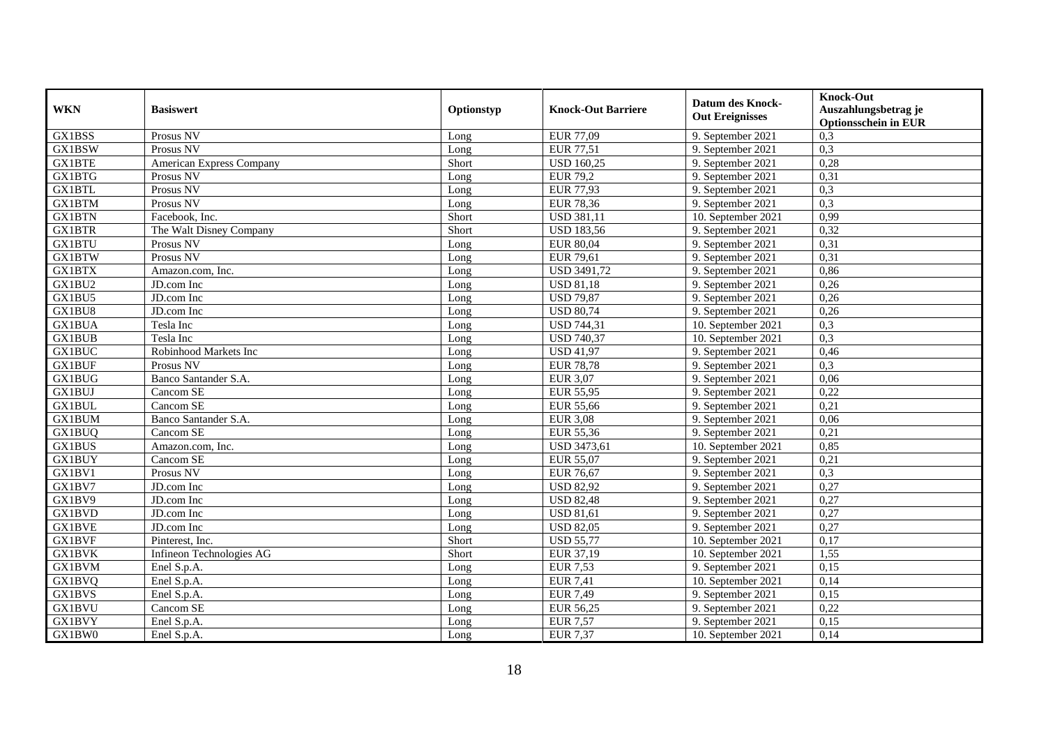| WKN | Basiswert | Optionstyp | Knock-Out Barriere | Datum des Knock-Out Ereignisses | Knock-Out Auszahlungsbetrag je Optionsschein in EUR |
|---|---|---|---|---|---|
| GX1BSS | Prosus NV | Long | EUR 77,09 | 9. September 2021 | 0,3 |
| GX1BSW | Prosus NV | Long | EUR 77,51 | 9. September 2021 | 0,3 |
| GX1BTE | American Express Company | Short | USD 160,25 | 9. September 2021 | 0,28 |
| GX1BTG | Prosus NV | Long | EUR 79,2 | 9. September 2021 | 0,31 |
| GX1BTL | Prosus NV | Long | EUR 77,93 | 9. September 2021 | 0,3 |
| GX1BTM | Prosus NV | Long | EUR 78,36 | 9. September 2021 | 0,3 |
| GX1BTN | Facebook, Inc. | Short | USD 381,11 | 10. September 2021 | 0,99 |
| GX1BTR | The Walt Disney Company | Short | USD 183,56 | 9. September 2021 | 0,32 |
| GX1BTU | Prosus NV | Long | EUR 80,04 | 9. September 2021 | 0,31 |
| GX1BTW | Prosus NV | Long | EUR 79,61 | 9. September 2021 | 0,31 |
| GX1BTX | Amazon.com, Inc. | Long | USD 3491,72 | 9. September 2021 | 0,86 |
| GX1BU2 | JD.com Inc | Long | USD 81,18 | 9. September 2021 | 0,26 |
| GX1BU5 | JD.com Inc | Long | USD 79,87 | 9. September 2021 | 0,26 |
| GX1BU8 | JD.com Inc | Long | USD 80,74 | 9. September 2021 | 0,26 |
| GX1BUA | Tesla Inc | Long | USD 744,31 | 10. September 2021 | 0,3 |
| GX1BUB | Tesla Inc | Long | USD 740,37 | 10. September 2021 | 0,3 |
| GX1BUC | Robinhood Markets Inc | Long | USD 41,97 | 9. September 2021 | 0,46 |
| GX1BUF | Prosus NV | Long | EUR 78,78 | 9. September 2021 | 0,3 |
| GX1BUG | Banco Santander S.A. | Long | EUR 3,07 | 9. September 2021 | 0,06 |
| GX1BUJ | Cancom SE | Long | EUR 55,95 | 9. September 2021 | 0,22 |
| GX1BUL | Cancom SE | Long | EUR 55,66 | 9. September 2021 | 0,21 |
| GX1BUM | Banco Santander S.A. | Long | EUR 3,08 | 9. September 2021 | 0,06 |
| GX1BUQ | Cancom SE | Long | EUR 55,36 | 9. September 2021 | 0,21 |
| GX1BUS | Amazon.com, Inc. | Long | USD 3473,61 | 10. September 2021 | 0,85 |
| GX1BUY | Cancom SE | Long | EUR 55,07 | 9. September 2021 | 0,21 |
| GX1BV1 | Prosus NV | Long | EUR 76,67 | 9. September 2021 | 0,3 |
| GX1BV7 | JD.com Inc | Long | USD 82,92 | 9. September 2021 | 0,27 |
| GX1BV9 | JD.com Inc | Long | USD 82,48 | 9. September 2021 | 0,27 |
| GX1BVD | JD.com Inc | Long | USD 81,61 | 9. September 2021 | 0,27 |
| GX1BVE | JD.com Inc | Long | USD 82,05 | 9. September 2021 | 0,27 |
| GX1BVF | Pinterest, Inc. | Short | USD 55,77 | 10. September 2021 | 0,17 |
| GX1BVK | Infineon Technologies AG | Short | EUR 37,19 | 10. September 2021 | 1,55 |
| GX1BVM | Enel S.p.A. | Long | EUR 7,53 | 9. September 2021 | 0,15 |
| GX1BVQ | Enel S.p.A. | Long | EUR 7,41 | 10. September 2021 | 0,14 |
| GX1BVS | Enel S.p.A. | Long | EUR 7,49 | 9. September 2021 | 0,15 |
| GX1BVU | Cancom SE | Long | EUR 56,25 | 9. September 2021 | 0,22 |
| GX1BVY | Enel S.p.A. | Long | EUR 7,57 | 9. September 2021 | 0,15 |
| GX1BW0 | Enel S.p.A. | Long | EUR 7,37 | 10. September 2021 | 0,14 |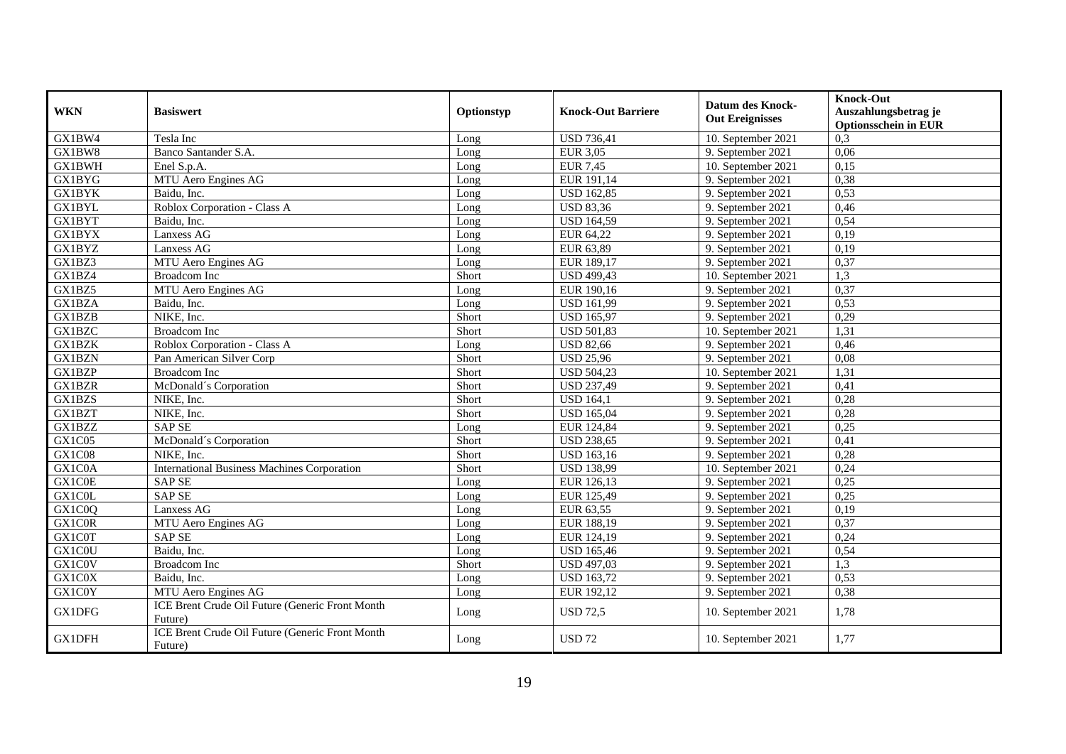| WKN | Basiswert | Optionstyp | Knock-Out Barriere | Datum des Knock-Out Ereignisses | Knock-Out Auszahlungsbetrag je Optionsschein in EUR |
|---|---|---|---|---|---|
| GX1BW4 | Tesla Inc | Long | USD 736,41 | 10. September 2021 | 0,3 |
| GX1BW8 | Banco Santander S.A. | Long | EUR 3,05 | 9. September 2021 | 0,06 |
| GX1BWH | Enel S.p.A. | Long | EUR 7,45 | 10. September 2021 | 0,15 |
| GX1BYG | MTU Aero Engines AG | Long | EUR 191,14 | 9. September 2021 | 0,38 |
| GX1BYK | Baidu, Inc. | Long | USD 162,85 | 9. September 2021 | 0,53 |
| GX1BYL | Roblox Corporation - Class A | Long | USD 83,36 | 9. September 2021 | 0,46 |
| GX1BYT | Baidu, Inc. | Long | USD 164,59 | 9. September 2021 | 0,54 |
| GX1BYX | Lanxess AG | Long | EUR 64,22 | 9. September 2021 | 0,19 |
| GX1BYZ | Lanxess AG | Long | EUR 63,89 | 9. September 2021 | 0,19 |
| GX1BZ3 | MTU Aero Engines AG | Long | EUR 189,17 | 9. September 2021 | 0,37 |
| GX1BZ4 | Broadcom Inc | Short | USD 499,43 | 10. September 2021 | 1,3 |
| GX1BZ5 | MTU Aero Engines AG | Long | EUR 190,16 | 9. September 2021 | 0,37 |
| GX1BZA | Baidu, Inc. | Long | USD 161,99 | 9. September 2021 | 0,53 |
| GX1BZB | NIKE, Inc. | Short | USD 165,97 | 9. September 2021 | 0,29 |
| GX1BZC | Broadcom Inc | Short | USD 501,83 | 10. September 2021 | 1,31 |
| GX1BZK | Roblox Corporation - Class A | Long | USD 82,66 | 9. September 2021 | 0,46 |
| GX1BZN | Pan American Silver Corp | Short | USD 25,96 | 9. September 2021 | 0,08 |
| GX1BZP | Broadcom Inc | Short | USD 504,23 | 10. September 2021 | 1,31 |
| GX1BZR | McDonald´s Corporation | Short | USD 237,49 | 9. September 2021 | 0,41 |
| GX1BZS | NIKE, Inc. | Short | USD 164,1 | 9. September 2021 | 0,28 |
| GX1BZT | NIKE, Inc. | Short | USD 165,04 | 9. September 2021 | 0,28 |
| GX1BZZ | SAP SE | Long | EUR 124,84 | 9. September 2021 | 0,25 |
| GX1C05 | McDonald´s Corporation | Short | USD 238,65 | 9. September 2021 | 0,41 |
| GX1C08 | NIKE, Inc. | Short | USD 163,16 | 9. September 2021 | 0,28 |
| GX1C0A | International Business Machines Corporation | Short | USD 138,99 | 10. September 2021 | 0,24 |
| GX1C0E | SAP SE | Long | EUR 126,13 | 9. September 2021 | 0,25 |
| GX1C0L | SAP SE | Long | EUR 125,49 | 9. September 2021 | 0,25 |
| GX1C0Q | Lanxess AG | Long | EUR 63,55 | 9. September 2021 | 0,19 |
| GX1C0R | MTU Aero Engines AG | Long | EUR 188,19 | 9. September 2021 | 0,37 |
| GX1C0T | SAP SE | Long | EUR 124,19 | 9. September 2021 | 0,24 |
| GX1C0U | Baidu, Inc. | Long | USD 165,46 | 9. September 2021 | 0,54 |
| GX1C0V | Broadcom Inc | Short | USD 497,03 | 9. September 2021 | 1,3 |
| GX1C0X | Baidu, Inc. | Long | USD 163,72 | 9. September 2021 | 0,53 |
| GX1C0Y | MTU Aero Engines AG | Long | EUR 192,12 | 9. September 2021 | 0,38 |
| GX1DFG | ICE Brent Crude Oil Future (Generic Front Month Future) | Long | USD 72,5 | 10. September 2021 | 1,78 |
| GX1DFH | ICE Brent Crude Oil Future (Generic Front Month Future) | Long | USD 72 | 10. September 2021 | 1,77 |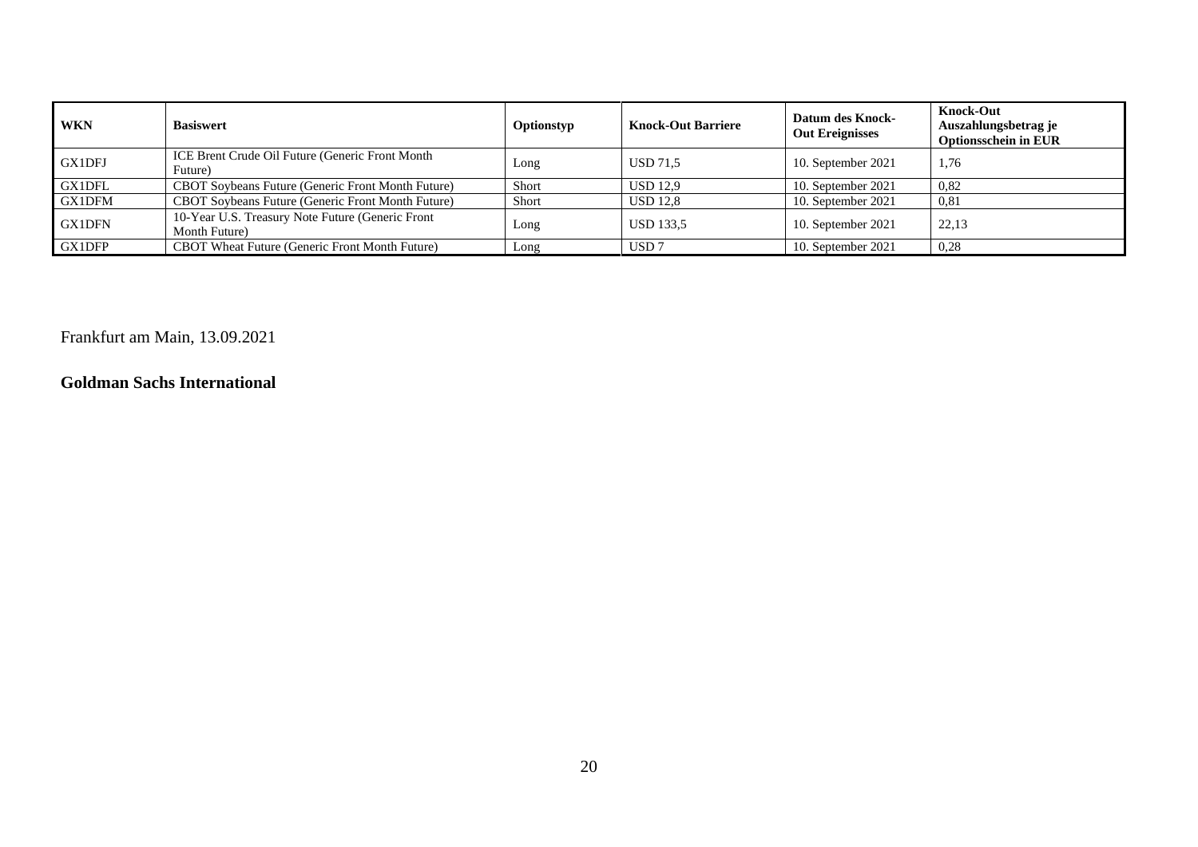| WKN | Basiswert | Optionstyp | Knock-Out Barriere | Datum des Knock-Out Ereignisses | Knock-Out Auszahlungsbetrag je Optionsschein in EUR |
|---|---|---|---|---|---|
| GX1DFJ | ICE Brent Crude Oil Future (Generic Front Month Future) | Long | USD 71,5 | 10. September 2021 | 1,76 |
| GX1DFL | CBOT Soybeans Future (Generic Front Month Future) | Short | USD 12,9 | 10. September 2021 | 0,82 |
| GX1DFM | CBOT Soybeans Future (Generic Front Month Future) | Short | USD 12,8 | 10. September 2021 | 0,81 |
| GX1DFN | 10-Year U.S. Treasury Note Future (Generic Front Month Future) | Long | USD 133,5 | 10. September 2021 | 22,13 |
| GX1DFP | CBOT Wheat Future (Generic Front Month Future) | Long | USD 7 | 10. September 2021 | 0,28 |

Frankfurt am Main, 13.09.2021

**Goldman Sachs International**